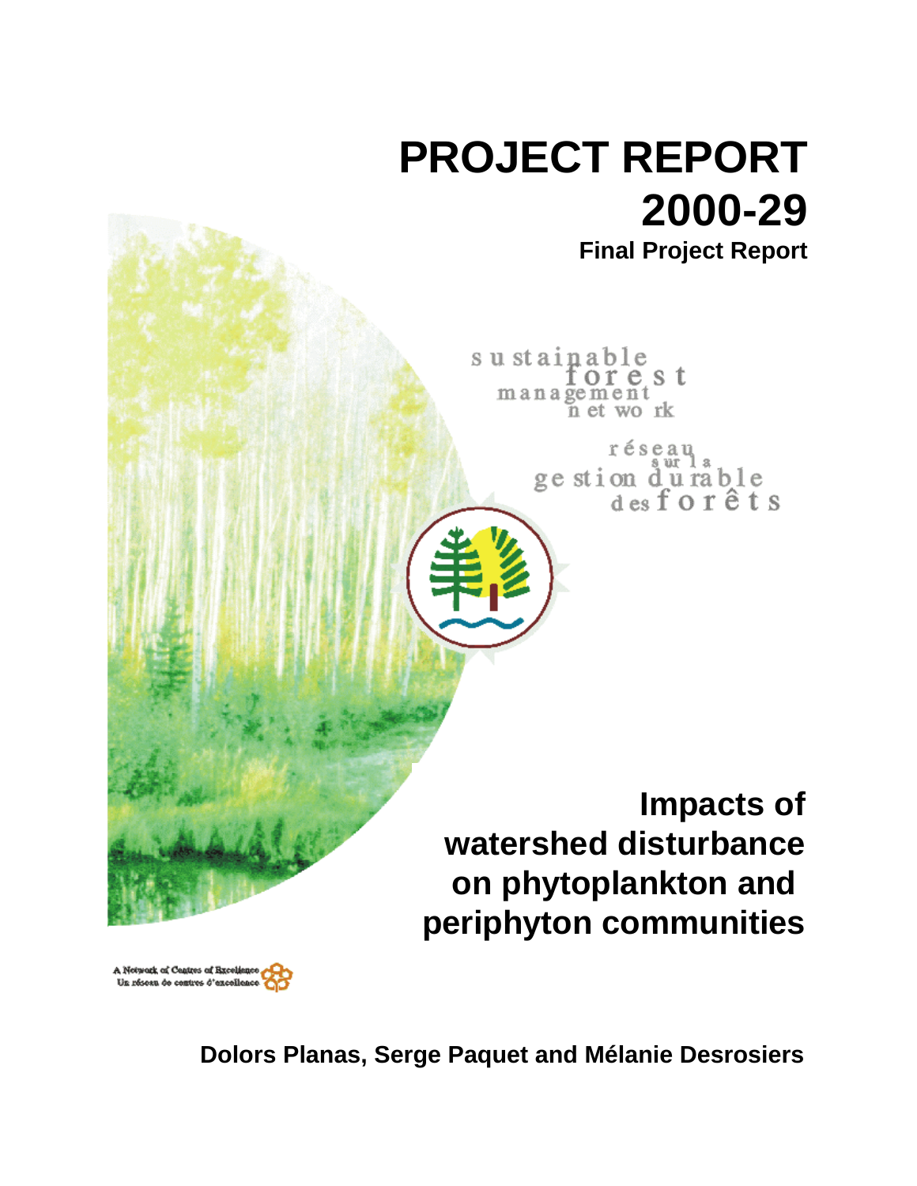# PROJECT REPORT 2000-29

**Final Project Report**

sustainable forest management network

réseau sur la gestion durable des forêts

## Impacts of watershed disturbance on phytoplankton and periphyton communities

A Network of Centres of Excellence
Un réseau de centres d'excellence

**Dolors Planas, Serge Paquet and Mélanie Desrosiers**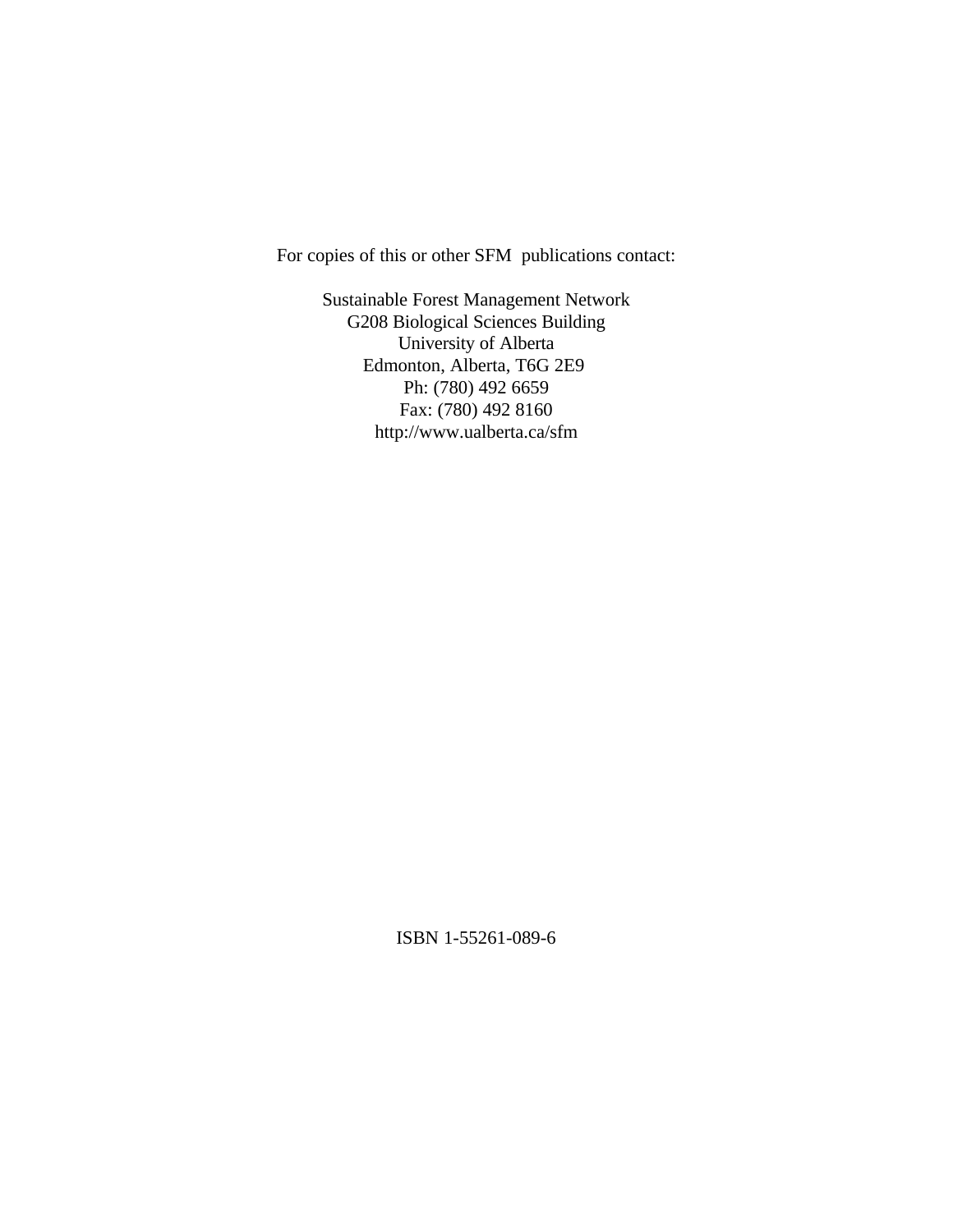For copies of this or other SFM publications contact:

Sustainable Forest Management Network
G208 Biological Sciences Building
University of Alberta
Edmonton, Alberta, T6G 2E9
Ph: (780) 492 6659
Fax: (780) 492 8160
http://www.ualberta.ca/sfm

ISBN 1-55261-089-6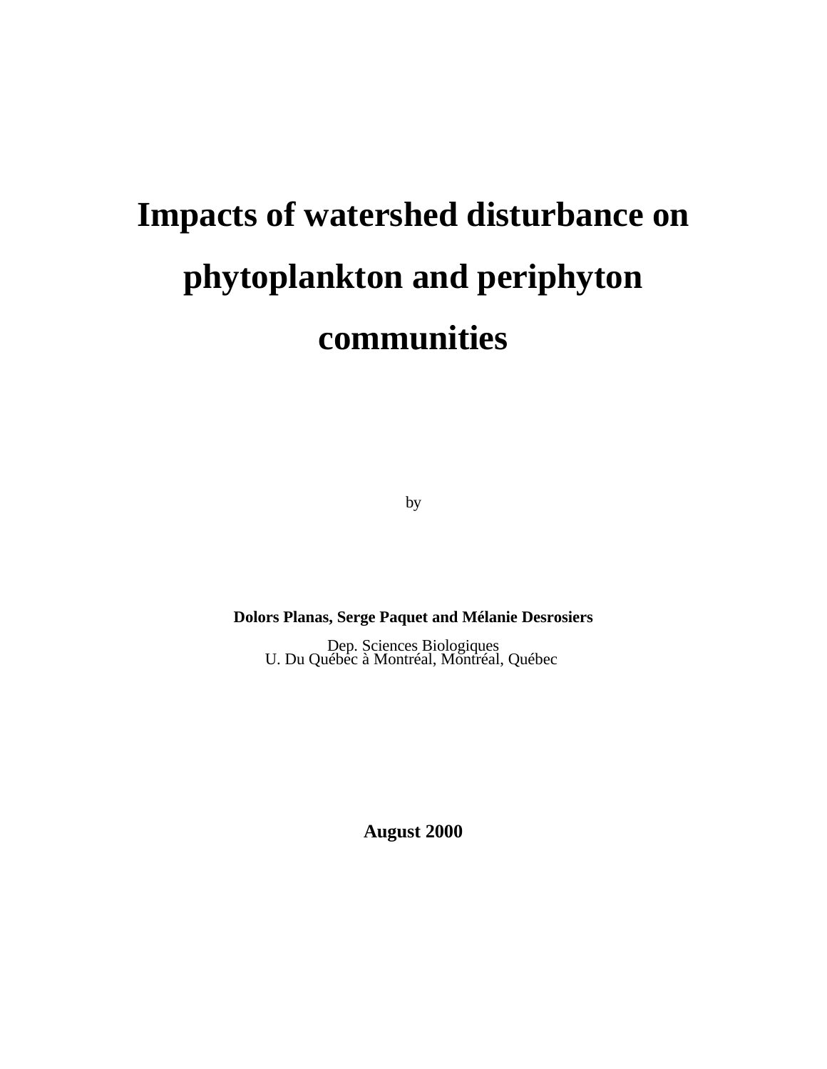# Impacts of watershed disturbance on phytoplankton and periphyton communities

by

**Dolors Planas, Serge Paquet and Mélanie Desrosiers**

Dep. Sciences Biologiques
U. Du Québec à Montréal, Montréal, Québec

**August 2000**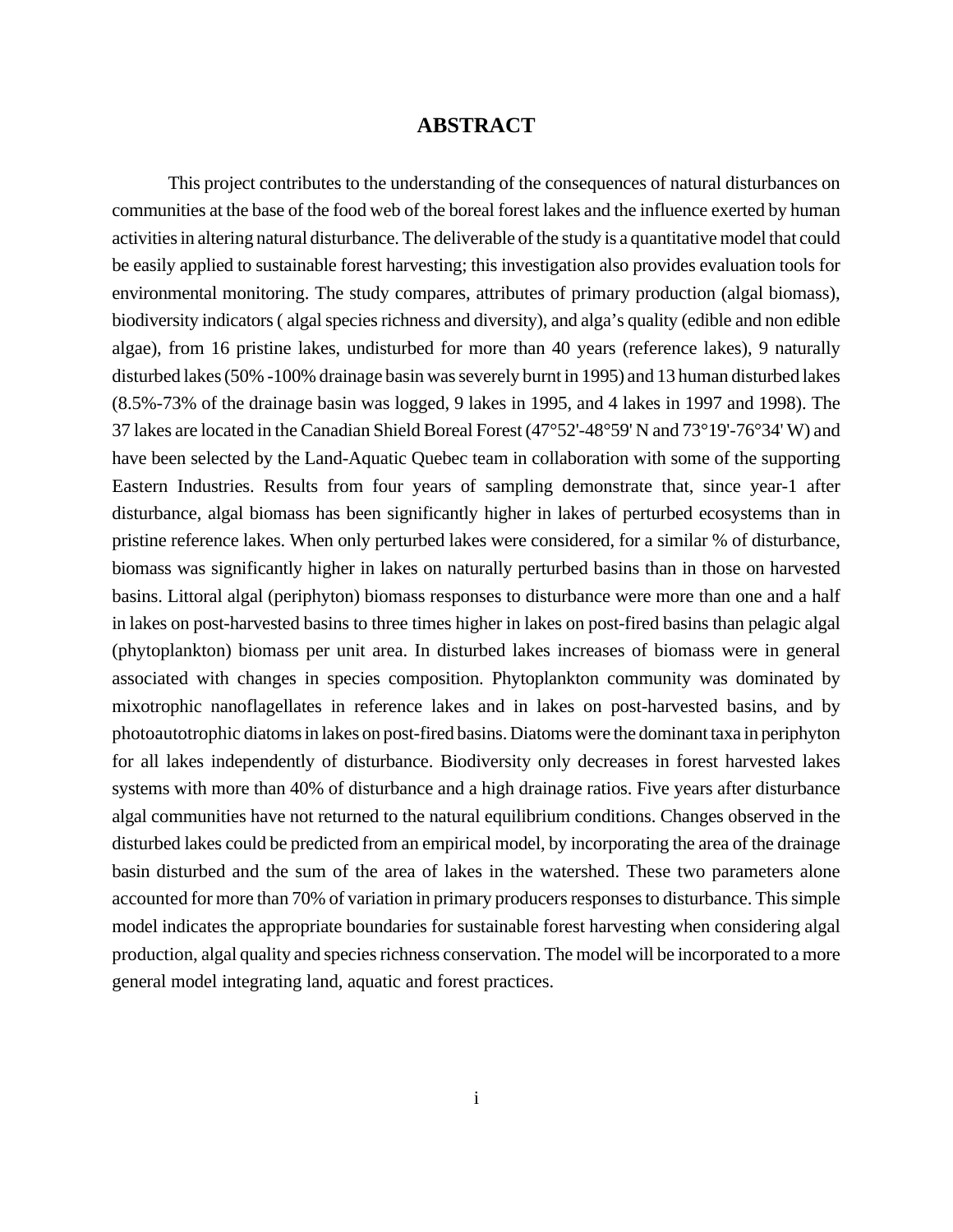# ABSTRACT

This project contributes to the understanding of the consequences of natural disturbances on communities at the base of the food web of the boreal forest lakes and the influence exerted by human activities in altering natural disturbance. The deliverable of the study is a quantitative model that could be easily applied to sustainable forest harvesting; this investigation also provides evaluation tools for environmental monitoring. The study compares, attributes of primary production (algal biomass), biodiversity indicators ( algal species richness and diversity), and alga's quality (edible and non edible algae), from 16 pristine lakes, undisturbed for more than 40 years (reference lakes), 9 naturally disturbed lakes (50% -100% drainage basin was severely burnt in 1995) and 13 human disturbed lakes (8.5%-73% of the drainage basin was logged, 9 lakes in 1995, and 4 lakes in 1997 and 1998). The 37 lakes are located in the Canadian Shield Boreal Forest (47°52'-48°59' N and 73°19'-76°34' W) and have been selected by the Land-Aquatic Quebec team in collaboration with some of the supporting Eastern Industries. Results from four years of sampling demonstrate that, since year-1 after disturbance, algal biomass has been significantly higher in lakes of perturbed ecosystems than in pristine reference lakes. When only perturbed lakes were considered, for a similar % of disturbance, biomass was significantly higher in lakes on naturally perturbed basins than in those on harvested basins. Littoral algal (periphyton) biomass responses to disturbance were more than one and a half in lakes on post-harvested basins to three times higher in lakes on post-fired basins than pelagic algal (phytoplankton) biomass per unit area. In disturbed lakes increases of biomass were in general associated with changes in species composition. Phytoplankton community was dominated by mixotrophic nanoflagellates in reference lakes and in lakes on post-harvested basins, and by photoautotrophic diatoms in lakes on post-fired basins. Diatoms were the dominant taxa in periphyton for all lakes independently of disturbance. Biodiversity only decreases in forest harvested lakes systems with more than 40% of disturbance and a high drainage ratios. Five years after disturbance algal communities have not returned to the natural equilibrium conditions. Changes observed in the disturbed lakes could be predicted from an empirical model, by incorporating the area of the drainage basin disturbed and the sum of the area of lakes in the watershed. These two parameters alone accounted for more than 70% of variation in primary producers responses to disturbance. This simple model indicates the appropriate boundaries for sustainable forest harvesting when considering algal production, algal quality and species richness conservation. The model will be incorporated to a more general model integrating land, aquatic and forest practices.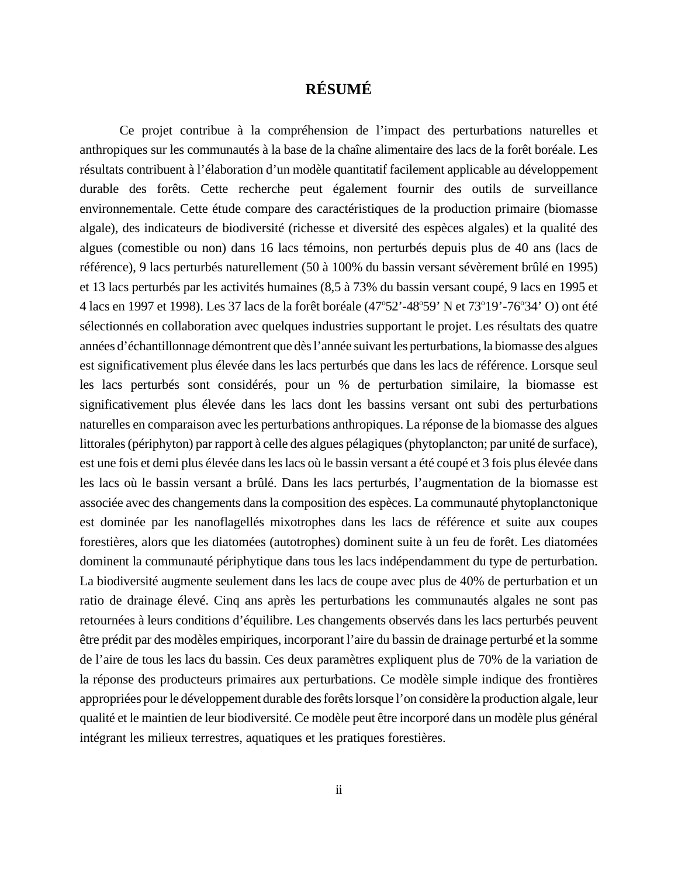# RÉSUMÉ

Ce projet contribue à la compréhension de l'impact des perturbations naturelles et anthropiques sur les communautés à la base de la chaîne alimentaire des lacs de la forêt boréale. Les résultats contribuent à l'élaboration d'un modèle quantitatif facilement applicable au développement durable des forêts. Cette recherche peut également fournir des outils de surveillance environnementale. Cette étude compare des caractéristiques de la production primaire (biomasse algale), des indicateurs de biodiversité (richesse et diversité des espèces algales) et la qualité des algues (comestible ou non) dans 16 lacs témoins, non perturbés depuis plus de 40 ans (lacs de référence), 9 lacs perturbés naturellement (50 à 100% du bassin versant sévèrement brûlé en 1995) et 13 lacs perturbés par les activités humaines (8,5 à 73% du bassin versant coupé, 9 lacs en 1995 et 4 lacs en 1997 et 1998). Les 37 lacs de la forêt boréale (47º52'-48º59' N et 73º19'-76º34' O) ont été sélectionnés en collaboration avec quelques industries supportant le projet. Les résultats des quatre années d'échantillonnage démontrent que dès l'année suivant les perturbations, la biomasse des algues est significativement plus élevée dans les lacs perturbés que dans les lacs de référence. Lorsque seul les lacs perturbés sont considérés, pour un % de perturbation similaire, la biomasse est significativement plus élevée dans les lacs dont les bassins versant ont subi des perturbations naturelles en comparaison avec les perturbations anthropiques. La réponse de la biomasse des algues littorales (périphyton) par rapport à celle des algues pélagiques (phytoplancton; par unité de surface), est une fois et demi plus élevée dans les lacs où le bassin versant a été coupé et 3 fois plus élevée dans les lacs où le bassin versant a brûlé. Dans les lacs perturbés, l'augmentation de la biomasse est associée avec des changements dans la composition des espèces. La communauté phytoplanctonique est dominée par les nanoflagellés mixotrophes dans les lacs de référence et suite aux coupes forestières, alors que les diatomées (autotrophes) dominent suite à un feu de forêt. Les diatomées dominent la communauté périphytique dans tous les lacs indépendamment du type de perturbation. La biodiversité augmente seulement dans les lacs de coupe avec plus de 40% de perturbation et un ratio de drainage élevé. Cinq ans après les perturbations les communautés algales ne sont pas retournées à leurs conditions d'équilibre. Les changements observés dans les lacs perturbés peuvent être prédit par des modèles empiriques, incorporant l'aire du bassin de drainage perturbé et la somme de l'aire de tous les lacs du bassin. Ces deux paramètres expliquent plus de 70% de la variation de la réponse des producteurs primaires aux perturbations. Ce modèle simple indique des frontières appropriées pour le développement durable des forêts lorsque l'on considère la production algale, leur qualité et le maintien de leur biodiversité. Ce modèle peut être incorporé dans un modèle plus général intégrant les milieux terrestres, aquatiques et les pratiques forestières.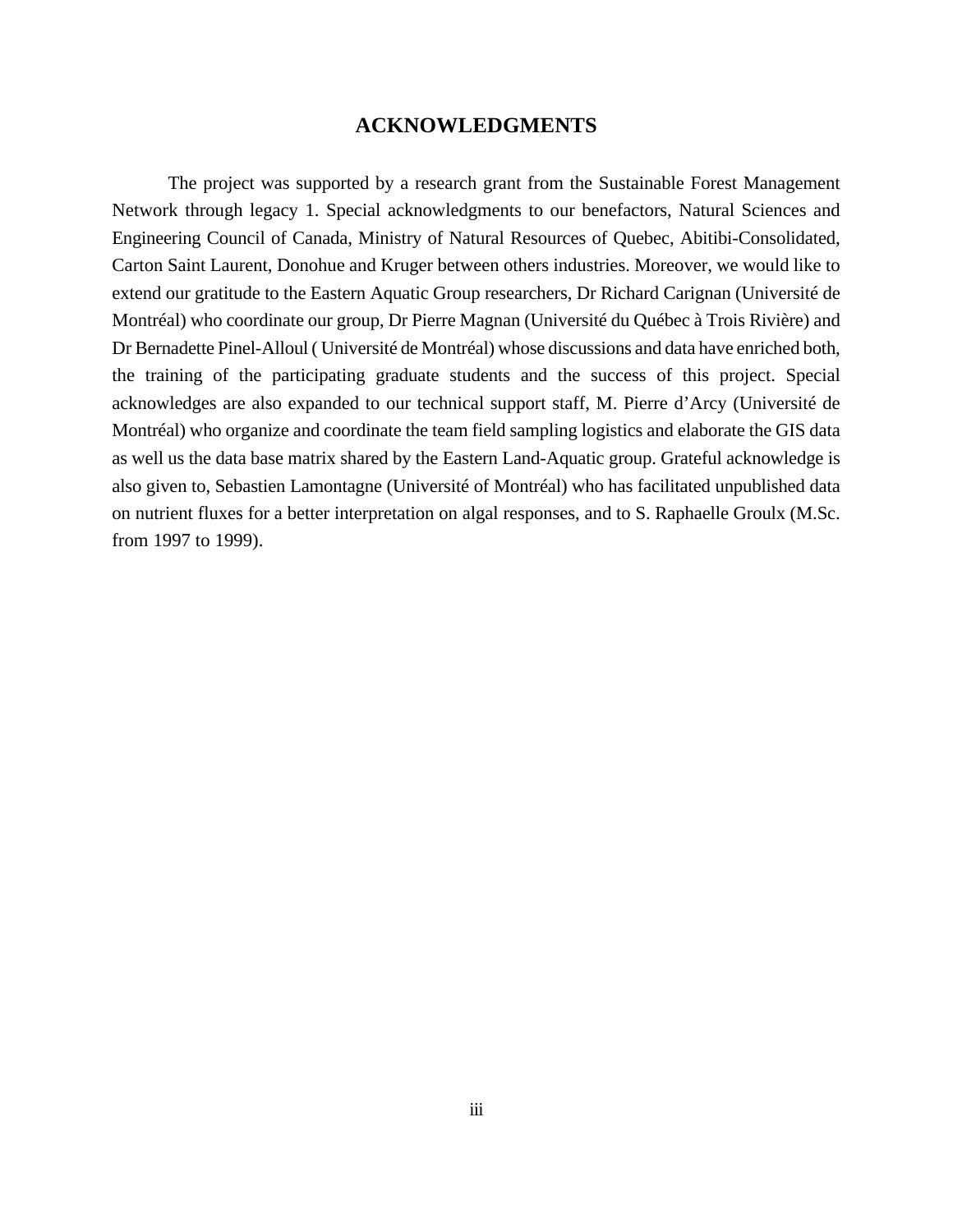## ACKNOWLEDGMENTS

The project was supported by a research grant from the Sustainable Forest Management Network through legacy 1. Special acknowledgments to our benefactors, Natural Sciences and Engineering Council of Canada, Ministry of Natural Resources of Quebec, Abitibi-Consolidated, Carton Saint Laurent, Donohue and Kruger between others industries. Moreover, we would like to extend our gratitude to the Eastern Aquatic Group researchers, Dr Richard Carignan (Université de Montréal) who coordinate our group, Dr Pierre Magnan (Université du Québec à Trois Rivière) and Dr Bernadette Pinel-Alloul ( Université de Montréal) whose discussions and data have enriched both, the training of the participating graduate students and the success of this project. Special acknowledges are also expanded to our technical support staff, M. Pierre d'Arcy (Université de Montréal) who organize and coordinate the team field sampling logistics and elaborate the GIS data as well us the data base matrix shared by the Eastern Land-Aquatic group. Grateful acknowledge is also given to, Sebastien Lamontagne (Université of Montréal) who has facilitated unpublished data on nutrient fluxes for a better interpretation on algal responses, and to S. Raphaelle Groulx (M.Sc. from 1997 to 1999).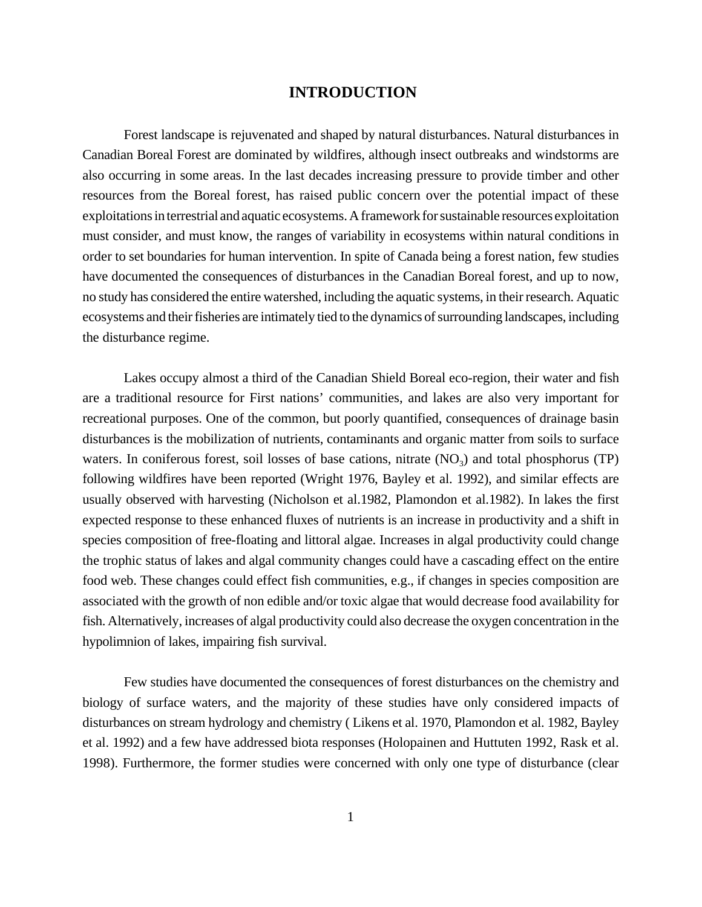# INTRODUCTION

Forest landscape is rejuvenated and shaped by natural disturbances. Natural disturbances in Canadian Boreal Forest are dominated by wildfires, although insect outbreaks and windstorms are also occurring in some areas. In the last decades increasing pressure to provide timber and other resources from the Boreal forest, has raised public concern over the potential impact of these exploitations in terrestrial and aquatic ecosystems. A framework for sustainable resources exploitation must consider, and must know, the ranges of variability in ecosystems within natural conditions in order to set boundaries for human intervention. In spite of Canada being a forest nation, few studies have documented the consequences of disturbances in the Canadian Boreal forest, and up to now, no study has considered the entire watershed, including the aquatic systems, in their research. Aquatic ecosystems and their fisheries are intimately tied to the dynamics of surrounding landscapes, including the disturbance regime.

Lakes occupy almost a third of the Canadian Shield Boreal eco-region, their water and fish are a traditional resource for First nations' communities, and lakes are also very important for recreational purposes. One of the common, but poorly quantified, consequences of drainage basin disturbances is the mobilization of nutrients, contaminants and organic matter from soils to surface waters. In coniferous forest, soil losses of base cations, nitrate ($NO_3$) and total phosphorus (TP) following wildfires have been reported (Wright 1976, Bayley et al. 1992), and similar effects are usually observed with harvesting (Nicholson et al.1982, Plamondon et al.1982). In lakes the first expected response to these enhanced fluxes of nutrients is an increase in productivity and a shift in species composition of free-floating and littoral algae. Increases in algal productivity could change the trophic status of lakes and algal community changes could have a cascading effect on the entire food web. These changes could effect fish communities, e.g., if changes in species composition are associated with the growth of non edible and/or toxic algae that would decrease food availability for fish. Alternatively, increases of algal productivity could also decrease the oxygen concentration in the hypolimnion of lakes, impairing fish survival.

Few studies have documented the consequences of forest disturbances on the chemistry and biology of surface waters, and the majority of these studies have only considered impacts of disturbances on stream hydrology and chemistry ( Likens et al. 1970, Plamondon et al. 1982, Bayley et al. 1992) and a few have addressed biota responses (Holopainen and Huttuten 1992, Rask et al. 1998). Furthermore, the former studies were concerned with only one type of disturbance (clear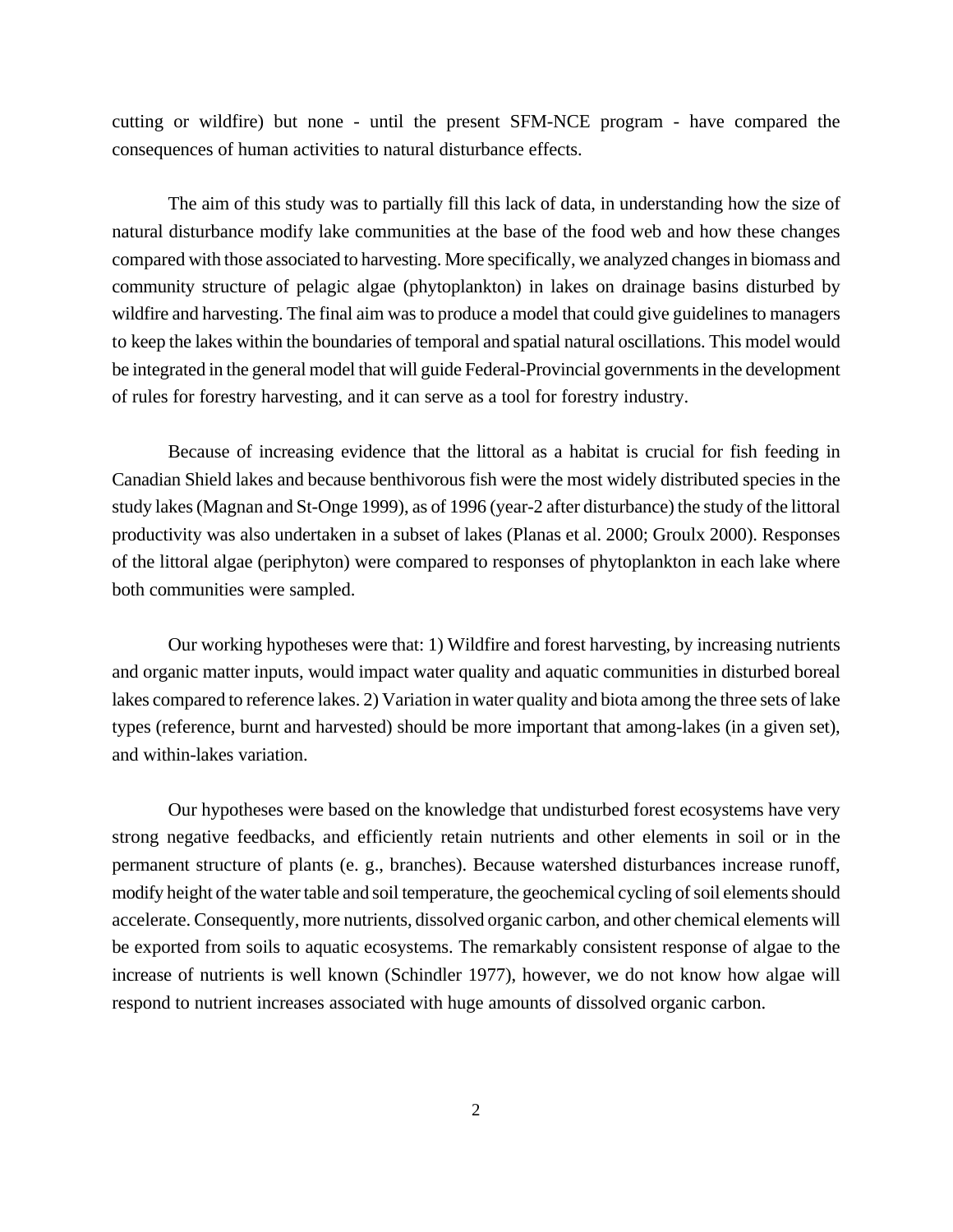cutting or wildfire) but none - until the present SFM-NCE program - have compared the consequences of human activities to natural disturbance effects.

The aim of this study was to partially fill this lack of data, in understanding how the size of natural disturbance modify lake communities at the base of the food web and how these changes compared with those associated to harvesting. More specifically, we analyzed changes in biomass and community structure of pelagic algae (phytoplankton) in lakes on drainage basins disturbed by wildfire and harvesting. The final aim was to produce a model that could give guidelines to managers to keep the lakes within the boundaries of temporal and spatial natural oscillations. This model would be integrated in the general model that will guide Federal-Provincial governments in the development of rules for forestry harvesting, and it can serve as a tool for forestry industry.

Because of increasing evidence that the littoral as a habitat is crucial for fish feeding in Canadian Shield lakes and because benthivorous fish were the most widely distributed species in the study lakes (Magnan and St-Onge 1999), as of 1996 (year-2 after disturbance) the study of the littoral productivity was also undertaken in a subset of lakes (Planas et al. 2000; Groulx 2000). Responses of the littoral algae (periphyton) were compared to responses of phytoplankton in each lake where both communities were sampled.

Our working hypotheses were that: 1) Wildfire and forest harvesting, by increasing nutrients and organic matter inputs, would impact water quality and aquatic communities in disturbed boreal lakes compared to reference lakes. 2) Variation in water quality and biota among the three sets of lake types (reference, burnt and harvested) should be more important that among-lakes (in a given set), and within-lakes variation.

Our hypotheses were based on the knowledge that undisturbed forest ecosystems have very strong negative feedbacks, and efficiently retain nutrients and other elements in soil or in the permanent structure of plants (e. g., branches). Because watershed disturbances increase runoff, modify height of the water table and soil temperature, the geochemical cycling of soil elements should accelerate. Consequently, more nutrients, dissolved organic carbon, and other chemical elements will be exported from soils to aquatic ecosystems. The remarkably consistent response of algae to the increase of nutrients is well known (Schindler 1977), however, we do not know how algae will respond to nutrient increases associated with huge amounts of dissolved organic carbon.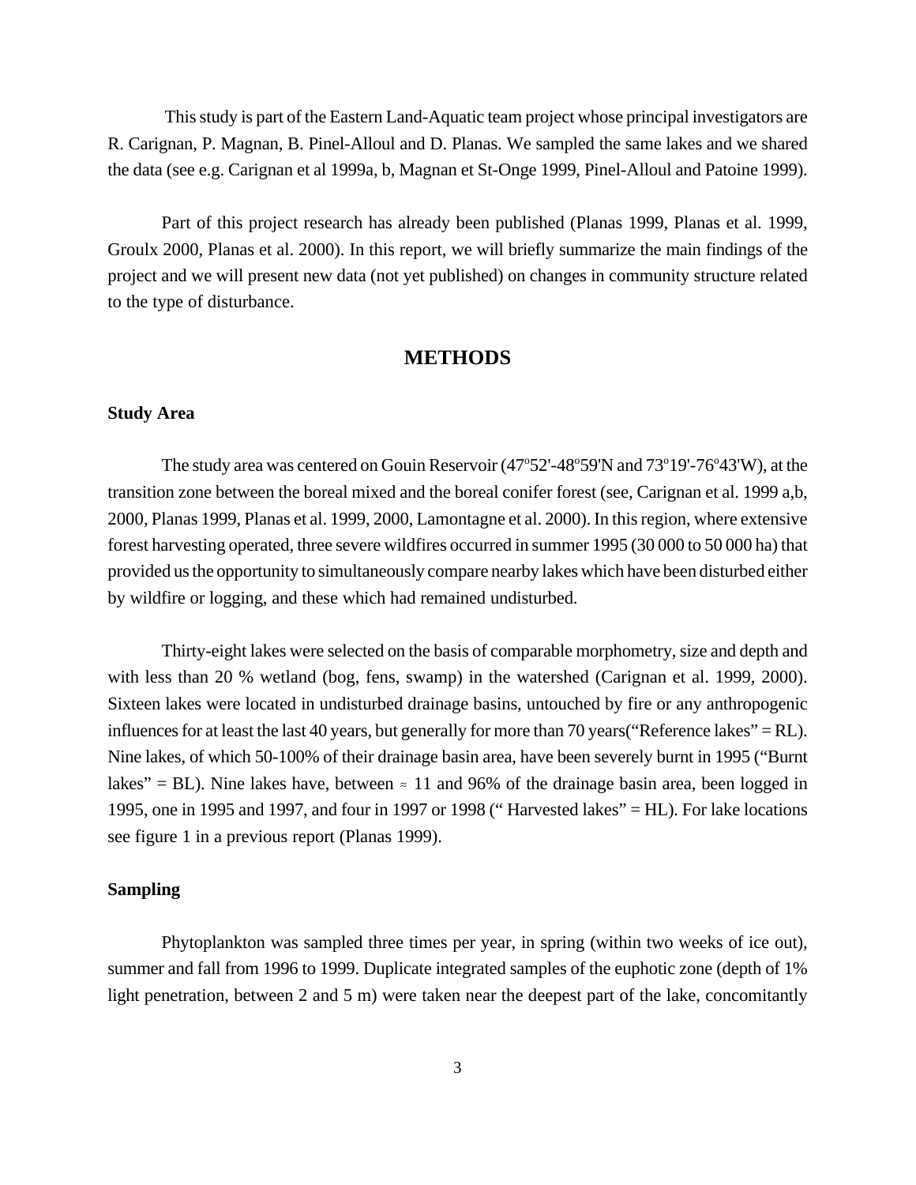This study is part of the Eastern Land-Aquatic team project whose principal investigators are R. Carignan, P. Magnan, B. Pinel-Alloul and D. Planas. We sampled the same lakes and we shared the data (see e.g. Carignan et al 1999a, b, Magnan et St-Onge 1999, Pinel-Alloul and Patoine 1999).

Part of this project research has already been published (Planas 1999, Planas et al. 1999, Groulx 2000, Planas et al. 2000). In this report, we will briefly summarize the main findings of the project and we will present new data (not yet published) on changes in community structure related to the type of disturbance.

## METHODS

### Study Area

The study area was centered on Gouin Reservoir (47°52'-48°59'N and 73°19'-76°43'W), at the transition zone between the boreal mixed and the boreal conifer forest (see, Carignan et al. 1999 a,b, 2000, Planas 1999, Planas et al. 1999, 2000, Lamontagne et al. 2000). In this region, where extensive forest harvesting operated, three severe wildfires occurred in summer 1995 (30 000 to 50 000 ha) that provided us the opportunity to simultaneously compare nearby lakes which have been disturbed either by wildfire or logging, and these which had remained undisturbed.

Thirty-eight lakes were selected on the basis of comparable morphometry, size and depth and with less than 20 % wetland (bog, fens, swamp) in the watershed (Carignan et al. 1999, 2000). Sixteen lakes were located in undisturbed drainage basins, untouched by fire or any anthropogenic influences for at least the last 40 years, but generally for more than 70 years("Reference lakes" = RL). Nine lakes, of which 50-100% of their drainage basin area, have been severely burnt in 1995 ("Burnt lakes" = BL). Nine lakes have, between ≈ 11 and 96% of the drainage basin area, been logged in 1995, one in 1995 and 1997, and four in 1997 or 1998 (" Harvested lakes" = HL). For lake locations see figure 1 in a previous report (Planas 1999).

### Sampling

Phytoplankton was sampled three times per year, in spring (within two weeks of ice out), summer and fall from 1996 to 1999. Duplicate integrated samples of the euphotic zone (depth of 1% light penetration, between 2 and 5 m) were taken near the deepest part of the lake, concomitantly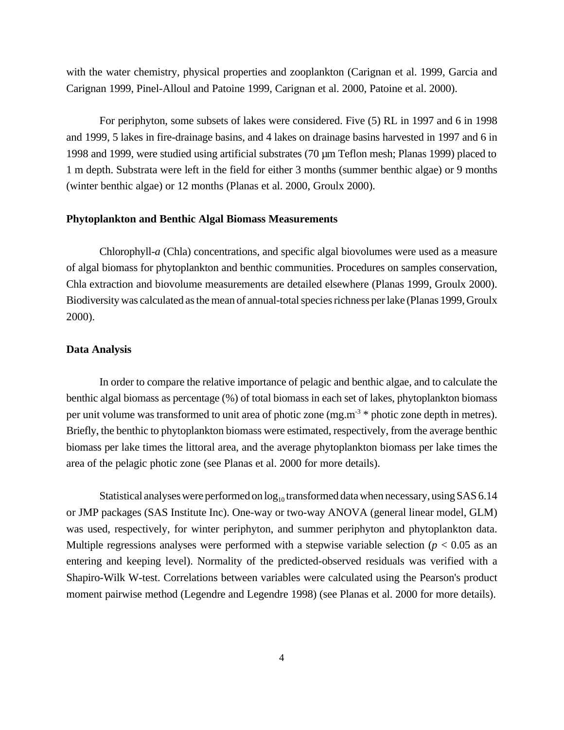with the water chemistry, physical properties and zooplankton (Carignan et al. 1999, Garcia and Carignan 1999, Pinel-Alloul and Patoine 1999, Carignan et al. 2000, Patoine et al. 2000).

For periphyton, some subsets of lakes were considered. Five (5) RL in 1997 and 6 in 1998 and 1999, 5 lakes in fire-drainage basins, and 4 lakes on drainage basins harvested in 1997 and 6 in 1998 and 1999, were studied using artificial substrates (70 µm Teflon mesh; Planas 1999) placed to 1 m depth. Substrata were left in the field for either 3 months (summer benthic algae) or 9 months (winter benthic algae) or 12 months (Planas et al. 2000, Groulx 2000).

**Phytoplankton and Benthic Algal Biomass Measurements**

Chlorophyll-*a* (Chla) concentrations, and specific algal biovolumes were used as a measure of algal biomass for phytoplankton and benthic communities. Procedures on samples conservation, Chla extraction and biovolume measurements are detailed elsewhere (Planas 1999, Groulx 2000). Biodiversity was calculated as the mean of annual-total species richness per lake (Planas 1999, Groulx 2000).

**Data Analysis**

In order to compare the relative importance of pelagic and benthic algae, and to calculate the benthic algal biomass as percentage (%) of total biomass in each set of lakes, phytoplankton biomass per unit volume was transformed to unit area of photic zone ($mg.m^{-3}$ * photic zone depth in metres). Briefly, the benthic to phytoplankton biomass were estimated, respectively, from the average benthic biomass per lake times the littoral area, and the average phytoplankton biomass per lake times the area of the pelagic photic zone (see Planas et al. 2000 for more details).

Statistical analyses were performed on $\log_{10}$ transformed data when necessary, using SAS 6.14 or JMP packages (SAS Institute Inc). One-way or two-way ANOVA (general linear model, GLM) was used, respectively, for winter periphyton, and summer periphyton and phytoplankton data. Multiple regressions analyses were performed with a stepwise variable selection ($p < 0.05$ as an entering and keeping level). Normality of the predicted-observed residuals was verified with a Shapiro-Wilk W-test. Correlations between variables were calculated using the Pearson's product moment pairwise method (Legendre and Legendre 1998) (see Planas et al. 2000 for more details).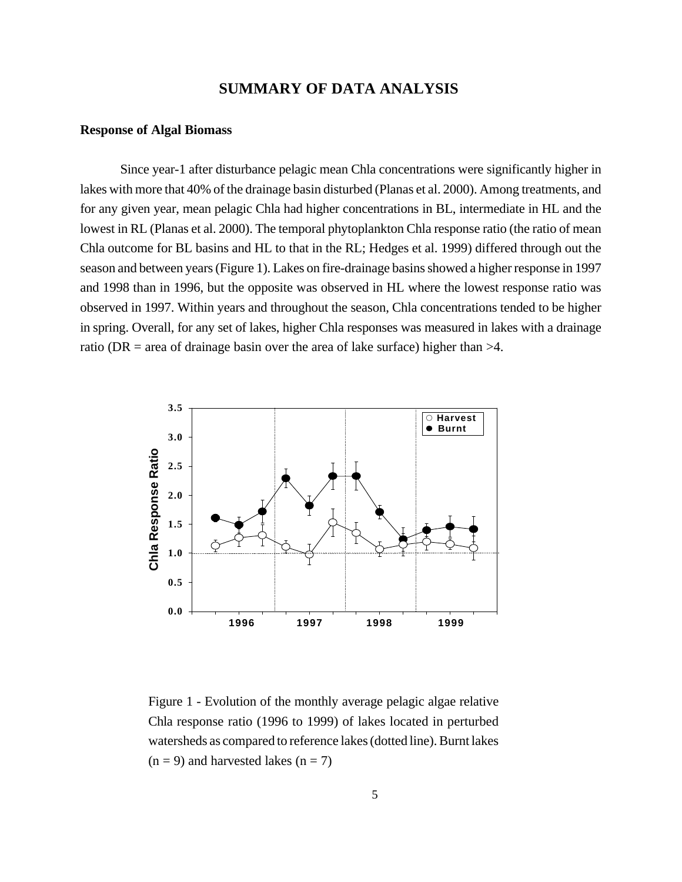## SUMMARY OF DATA ANALYSIS

### Response of Algal Biomass

Since year-1 after disturbance pelagic mean Chla concentrations were significantly higher in lakes with more that 40% of the drainage basin disturbed (Planas et al. 2000). Among treatments, and for any given year, mean pelagic Chla had higher concentrations in BL, intermediate in HL and the lowest in RL (Planas et al. 2000). The temporal phytoplankton Chla response ratio (the ratio of mean Chla outcome for BL basins and HL to that in the RL; Hedges et al. 1999) differed through out the season and between years (Figure 1). Lakes on fire-drainage basins showed a higher response in 1997 and 1998 than in 1996, but the opposite was observed in HL where the lowest response ratio was observed in 1997. Within years and throughout the season, Chla concentrations tended to be higher in spring. Overall, for any set of lakes, higher Chla responses was measured in lakes with a drainage ratio (DR = area of drainage basin over the area of lake surface) higher than >4.

Figure 1 - Evolution of the monthly average pelagic algae relative Chla response ratio (1996 to 1999) of lakes located in perturbed watersheds as compared to reference lakes (dotted line). Burnt lakes (n = 9) and harvested lakes (n = 7)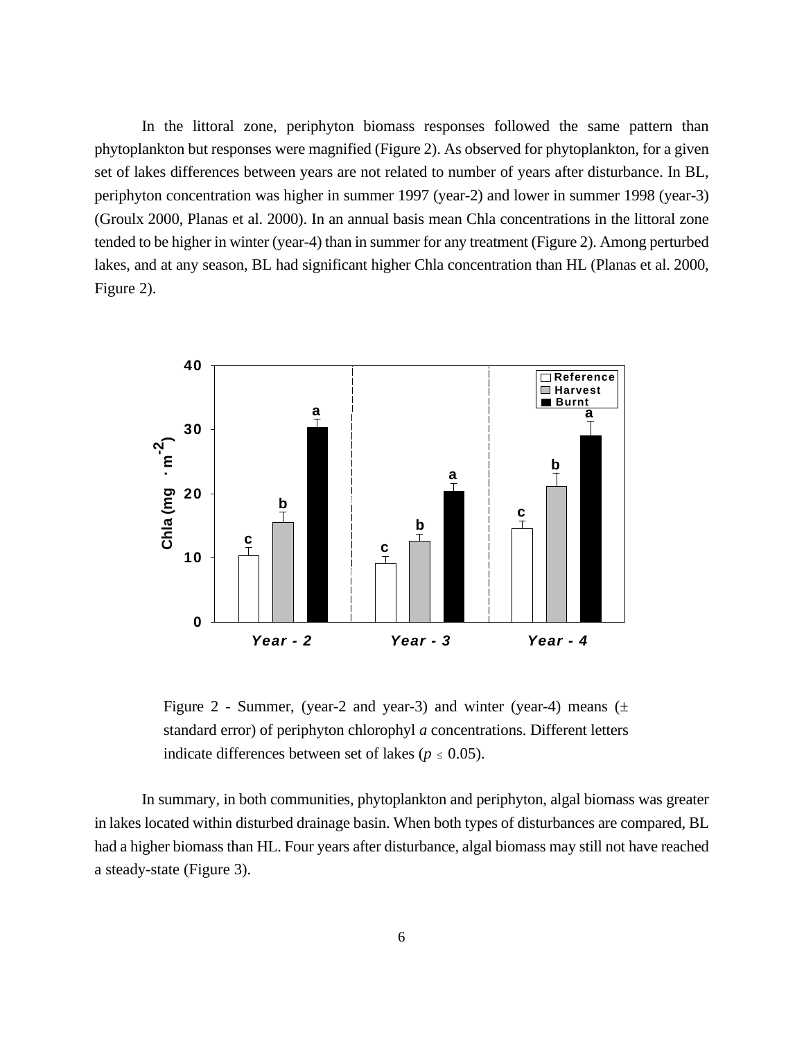In the littoral zone, periphyton biomass responses followed the same pattern than phytoplankton but responses were magnified (Figure 2). As observed for phytoplankton, for a given set of lakes differences between years are not related to number of years after disturbance. In BL, periphyton concentration was higher in summer 1997 (year-2) and lower in summer 1998 (year-3) (Groulx 2000, Planas et al. 2000). In an annual basis mean Chla concentrations in the littoral zone tended to be higher in winter (year-4) than in summer for any treatment (Figure 2). Among perturbed lakes, and at any season, BL had significant higher Chla concentration than HL (Planas et al. 2000, Figure 2).

Figure 2 - Summer, (year-2 and year-3) and winter (year-4) means (± standard error) of periphyton chlorophyl *a* concentrations. Different letters indicate differences between set of lakes ($p \leq 0.05$).

In summary, in both communities, phytoplankton and periphyton, algal biomass was greater in lakes located within disturbed drainage basin. When both types of disturbances are compared, BL had a higher biomass than HL. Four years after disturbance, algal biomass may still not have reached a steady-state (Figure 3).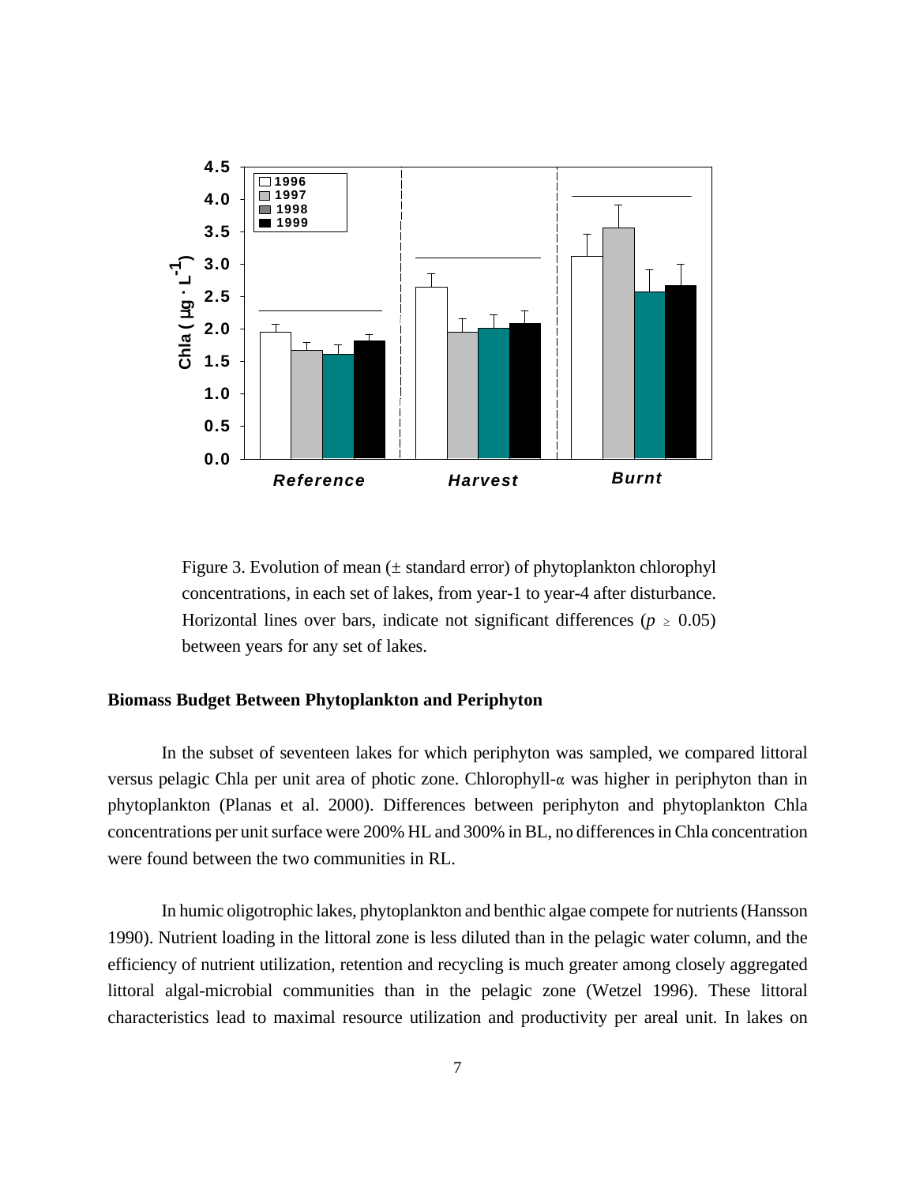Figure 3. Evolution of mean (± standard error) of phytoplankton chlorophyl concentrations, in each set of lakes, from year-1 to year-4 after disturbance. Horizontal lines over bars, indicate not significant differences ($p \geq 0.05$) between years for any set of lakes.

**Biomass Budget Between Phytoplankton and Periphyton**

In the subset of seventeen lakes for which periphyton was sampled, we compared littoral versus pelagic Chla per unit area of photic zone. Chlorophyll-$\alpha$ was higher in periphyton than in phytoplankton (Planas et al. 2000). Differences between periphyton and phytoplankton Chla concentrations per unit surface were 200% HL and 300% in BL, no differences in Chla concentration were found between the two communities in RL.

In humic oligotrophic lakes, phytoplankton and benthic algae compete for nutrients (Hansson 1990). Nutrient loading in the littoral zone is less diluted than in the pelagic water column, and the efficiency of nutrient utilization, retention and recycling is much greater among closely aggregated littoral algal-microbial communities than in the pelagic zone (Wetzel 1996). These littoral characteristics lead to maximal resource utilization and productivity per areal unit. In lakes on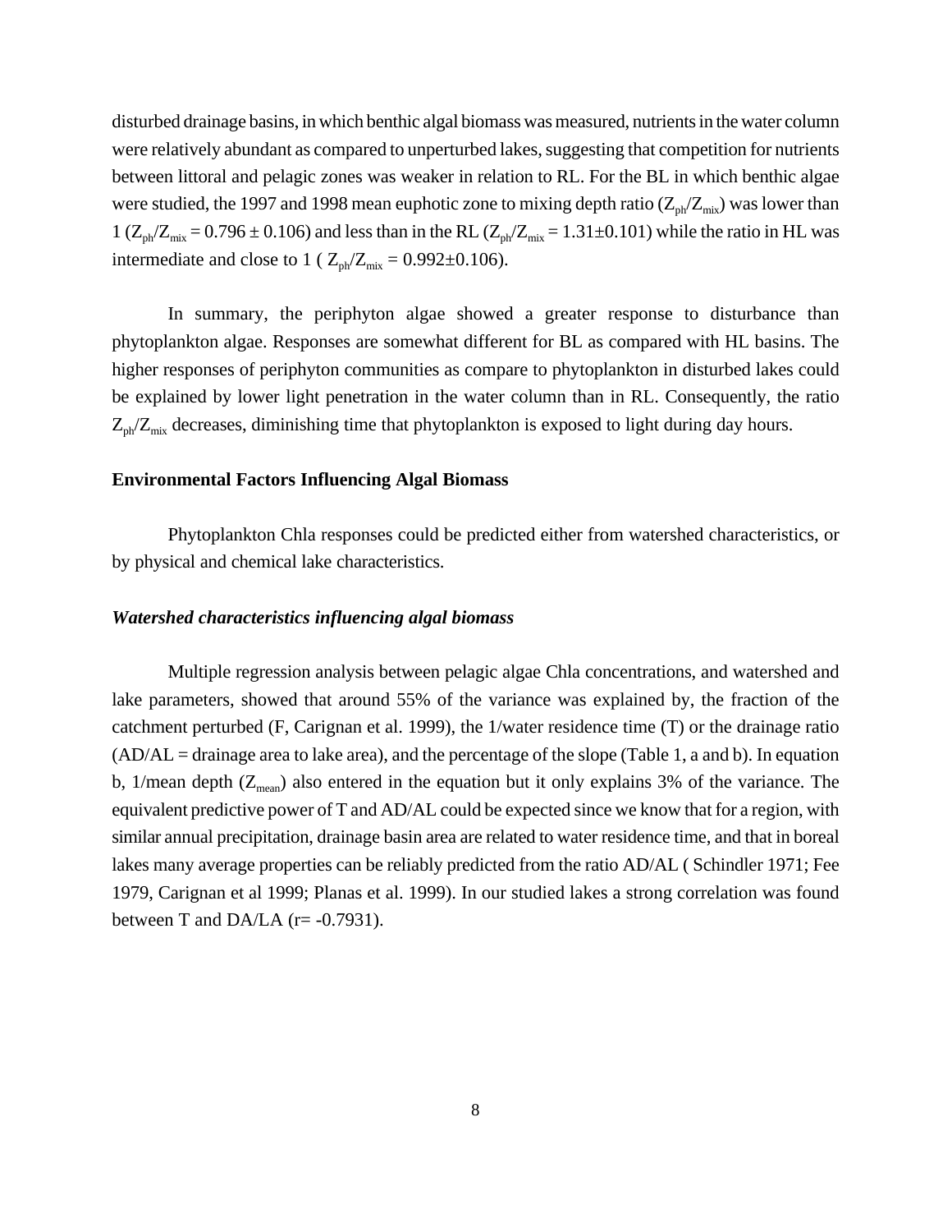disturbed drainage basins, in which benthic algal biomass was measured, nutrients in the water column were relatively abundant as compared to unperturbed lakes, suggesting that competition for nutrients between littoral and pelagic zones was weaker in relation to RL. For the BL in which benthic algae were studied, the 1997 and 1998 mean euphotic zone to mixing depth ratio ($Z_{ph}/Z_{mix}$) was lower than 1 ($Z_{ph}/Z_{mix} = 0.796 \pm 0.106$) and less than in the RL ($Z_{ph}/Z_{mix} = 1.31 \pm 0.101$) while the ratio in HL was intermediate and close to 1 ( $Z_{ph}/Z_{mix} = 0.992 \pm 0.106$).

In summary, the periphyton algae showed a greater response to disturbance than phytoplankton algae. Responses are somewhat different for BL as compared with HL basins. The higher responses of periphyton communities as compare to phytoplankton in disturbed lakes could be explained by lower light penetration in the water column than in RL. Consequently, the ratio $Z_{ph}/Z_{mix}$ decreases, diminishing time that phytoplankton is exposed to light during day hours.

**Environmental Factors Influencing Algal Biomass**

Phytoplankton Chla responses could be predicted either from watershed characteristics, or by physical and chemical lake characteristics.

***Watershed characteristics influencing algal biomass***

Multiple regression analysis between pelagic algae Chla concentrations, and watershed and lake parameters, showed that around 55% of the variance was explained by, the fraction of the catchment perturbed (F, Carignan et al. 1999), the 1/water residence time (T) or the drainage ratio (AD/AL = drainage area to lake area), and the percentage of the slope (Table 1, a and b). In equation b, 1/mean depth ($Z_{mean}$) also entered in the equation but it only explains 3% of the variance. The equivalent predictive power of T and AD/AL could be expected since we know that for a region, with similar annual precipitation, drainage basin area are related to water residence time, and that in boreal lakes many average properties can be reliably predicted from the ratio AD/AL ( Schindler 1971; Fee 1979, Carignan et al 1999; Planas et al. 1999). In our studied lakes a strong correlation was found between T and DA/LA (r= -0.7931).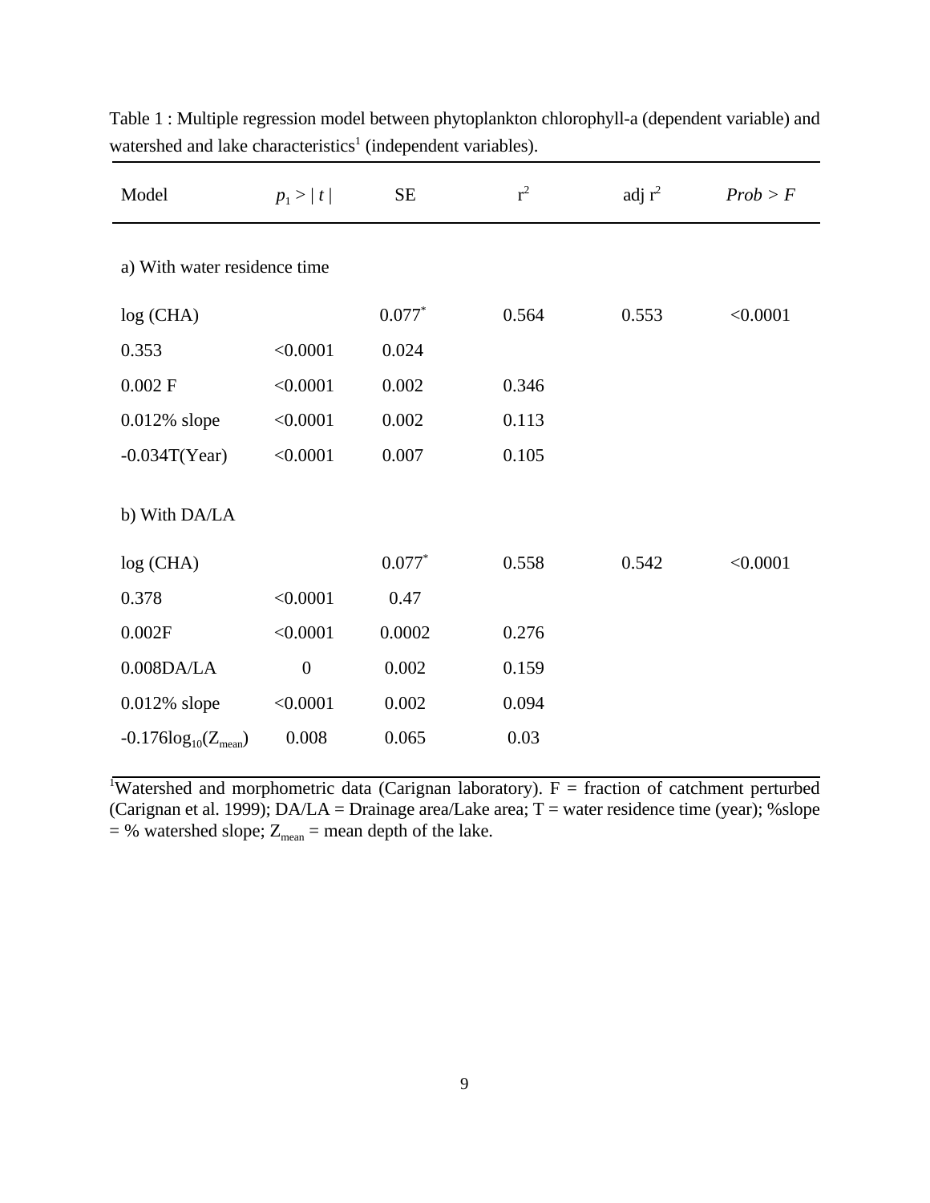Table 1 : Multiple regression model between phytoplankton chlorophyll-a (dependent variable) and watershed and lake characteristics[1] (independent variables).

| Model | $p_1 > \| t \|$ | SE | $r^2$ | adj $r^2$ | *Prob > F* |
|---|---|---|---|---|---|
| a) With water residence time | | | | | |
| log (CHA) | | 0.077* | 0.564 | 0.553 | <0.0001 |
| 0.353 | <0.0001 | 0.024 | | | |
| 0.002 F | <0.0001 | 0.002 | 0.346 | | |
| 0.012% slope | <0.0001 | 0.002 | 0.113 | | |
| -0.034T(Year) | <0.0001 | 0.007 | 0.105 | | |
| b) With DA/LA | | | | | |
| log (CHA) | | 0.077* | 0.558 | 0.542 | <0.0001 |
| 0.378 | <0.0001 | 0.47 | | | |
| 0.002F | <0.0001 | 0.0002 | 0.276 | | |
| 0.008DA/LA | 0 | 0.002 | 0.159 | | |
| 0.012% slope | <0.0001 | 0.002 | 0.094 | | |
| $-0.176\log_{10}(Z_{mean})$ | 0.008 | 0.065 | 0.03 | | |

[1]Watershed and morphometric data (Carignan laboratory). F = fraction of catchment perturbed (Carignan et al. 1999); DA/LA = Drainage area/Lake area; T = water residence time (year); %slope = % watershed slope; $Z_{mean}$ = mean depth of the lake.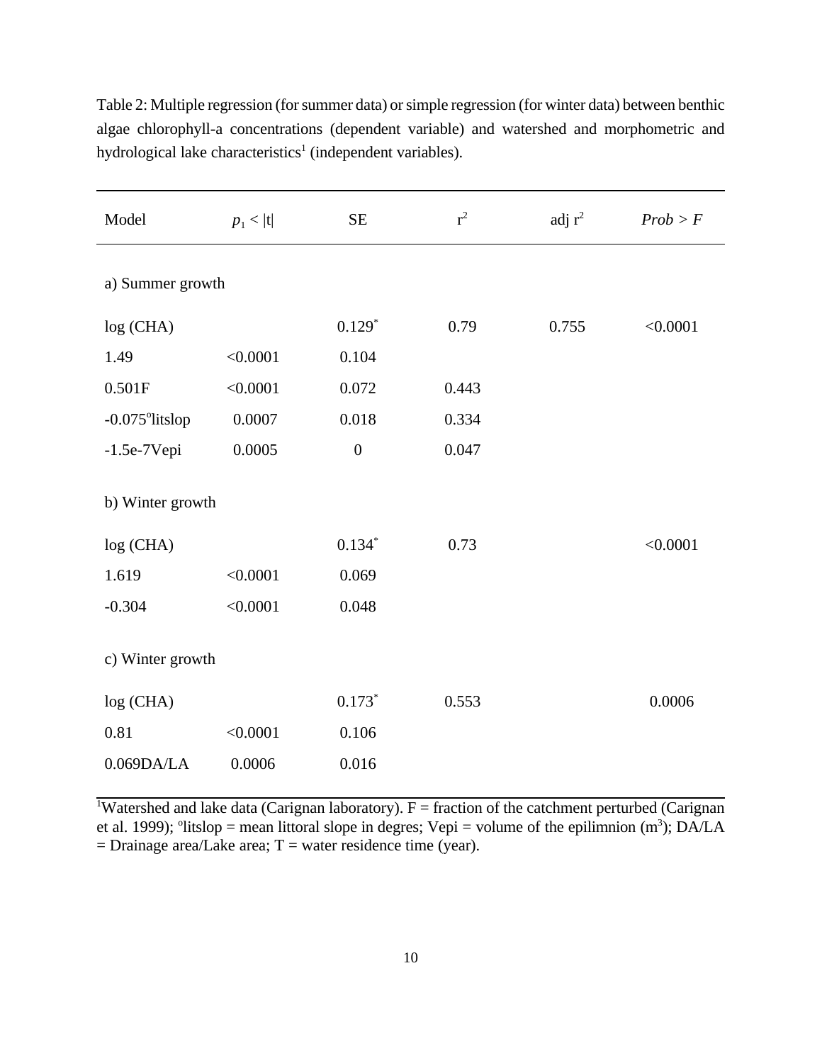Table 2: Multiple regression (for summer data) or simple regression (for winter data) between benthic algae chlorophyll-a concentrations (dependent variable) and watershed and morphometric and hydrological lake characteristics[1] (independent variables).

| Model | $p_1 < \lvert t \rvert$ | SE | $r^2$ | adj $r^2$ | *Prob > F* |
|---|---|---|---|---|---|
| a) Summer growth | | | | | |
| log (CHA) | | 0.129* | 0.79 | 0.755 | <0.0001 |
| 1.49 | <0.0001 | 0.104 | | | |
| 0.501F | <0.0001 | 0.072 | 0.443 | | |
| -0.075°litslop | 0.0007 | 0.018 | 0.334 | | |
| -1.5e-7Vepi | 0.0005 | 0 | 0.047 | | |
| b) Winter growth | | | | | |
| log (CHA) | | 0.134* | 0.73 | | <0.0001 |
| 1.619 | <0.0001 | 0.069 | | | |
| -0.304 | <0.0001 | 0.048 | | | |
| c) Winter growth | | | | | |
| log (CHA) | | 0.173* | 0.553 | | 0.0006 |
| 0.81 | <0.0001 | 0.106 | | | |
| 0.069DA/LA | 0.0006 | 0.016 | | | |

[1]Watershed and lake data (Carignan laboratory). F = fraction of the catchment perturbed (Carignan et al. 1999); °litslop = mean littoral slope in degres; Vepi = volume of the epilimnion ($m^3$); DA/LA = Drainage area/Lake area; T = water residence time (year).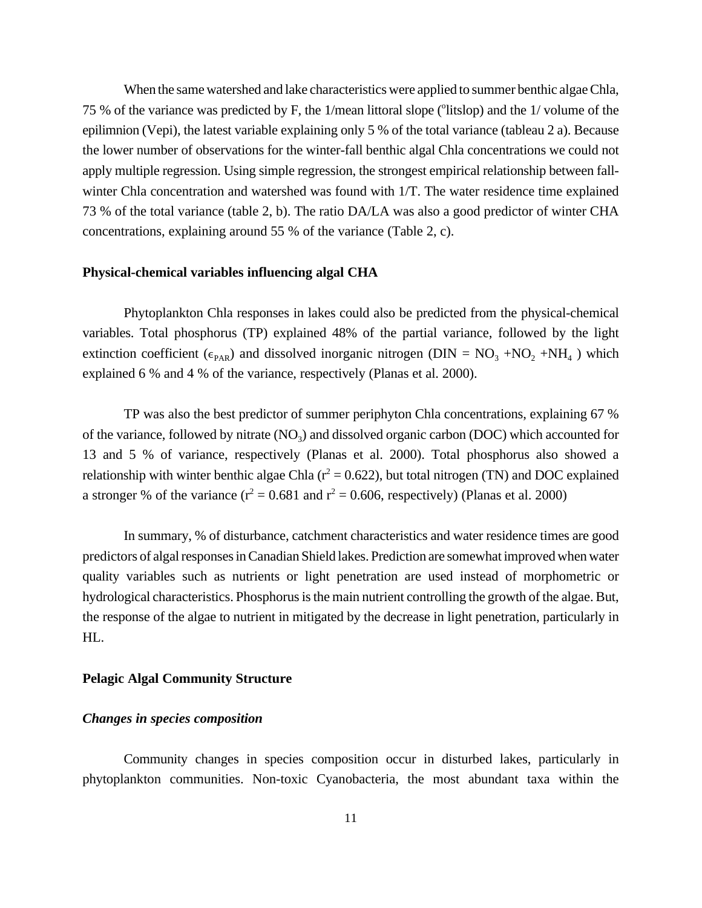When the same watershed and lake characteristics were applied to summer benthic algae Chla, 75 % of the variance was predicted by F, the 1/mean littoral slope ($^{o}$litslop) and the 1/ volume of the epilimnion (Vepi), the latest variable explaining only 5 % of the total variance (tableau 2 a). Because the lower number of observations for the winter-fall benthic algal Chla concentrations we could not apply multiple regression. Using simple regression, the strongest empirical relationship between fall-winter Chla concentration and watershed was found with 1/T. The water residence time explained 73 % of the total variance (table 2, b). The ratio DA/LA was also a good predictor of winter CHA concentrations, explaining around 55 % of the variance (Table 2, c).

**Physical-chemical variables influencing algal CHA**

Phytoplankton Chla responses in lakes could also be predicted from the physical-chemical variables. Total phosphorus (TP) explained 48% of the partial variance, followed by the light extinction coefficient ($\epsilon_{PAR}$) and dissolved inorganic nitrogen (DIN = $NO_3$ +$NO_2$ +$NH_4$ ) which explained 6 % and 4 % of the variance, respectively (Planas et al. 2000).

TP was also the best predictor of summer periphyton Chla concentrations, explaining 67 % of the variance, followed by nitrate ($NO_3$) and dissolved organic carbon (DOC) which accounted for 13 and 5 % of variance, respectively (Planas et al. 2000). Total phosphorus also showed a relationship with winter benthic algae Chla ($r^2 = 0.622$), but total nitrogen (TN) and DOC explained a stronger % of the variance ($r^2 = 0.681$ and $r^2 = 0.606$, respectively) (Planas et al. 2000)

In summary, % of disturbance, catchment characteristics and water residence times are good predictors of algal responses in Canadian Shield lakes. Prediction are somewhat improved when water quality variables such as nutrients or light penetration are used instead of morphometric or hydrological characteristics. Phosphorus is the main nutrient controlling the growth of the algae. But, the response of the algae to nutrient in mitigated by the decrease in light penetration, particularly in HL.

**Pelagic Algal Community Structure**

***Changes in species composition***

Community changes in species composition occur in disturbed lakes, particularly in phytoplankton communities. Non-toxic Cyanobacteria, the most abundant taxa within the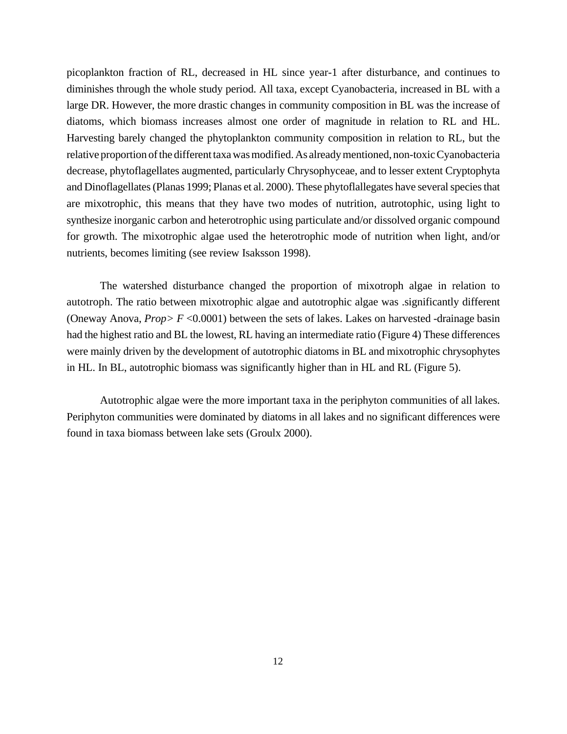picoplankton fraction of RL, decreased in HL since year-1 after disturbance, and continues to diminishes through the whole study period. All taxa, except Cyanobacteria, increased in BL with a large DR. However, the more drastic changes in community composition in BL was the increase of diatoms, which biomass increases almost one order of magnitude in relation to RL and HL. Harvesting barely changed the phytoplankton community composition in relation to RL, but the relative proportion of the different taxa was modified. As already mentioned, non-toxic Cyanobacteria decrease, phytoflagellates augmented, particularly Chrysophyceae, and to lesser extent Cryptophyta and Dinoflagellates (Planas 1999; Planas et al. 2000). These phytoflallegates have several species that are mixotrophic, this means that they have two modes of nutrition, autrotophic, using light to synthesize inorganic carbon and heterotrophic using particulate and/or dissolved organic compound for growth. The mixotrophic algae used the heterotrophic mode of nutrition when light, and/or nutrients, becomes limiting (see review Isaksson 1998).

The watershed disturbance changed the proportion of mixotroph algae in relation to autotroph. The ratio between mixotrophic algae and autotrophic algae was .significantly different (Oneway Anova, *Prop> F* <0.0001) between the sets of lakes. Lakes on harvested -drainage basin had the highest ratio and BL the lowest, RL having an intermediate ratio (Figure 4) These differences were mainly driven by the development of autotrophic diatoms in BL and mixotrophic chrysophytes in HL. In BL, autotrophic biomass was significantly higher than in HL and RL (Figure 5).

Autotrophic algae were the more important taxa in the periphyton communities of all lakes. Periphyton communities were dominated by diatoms in all lakes and no significant differences were found in taxa biomass between lake sets (Groulx 2000).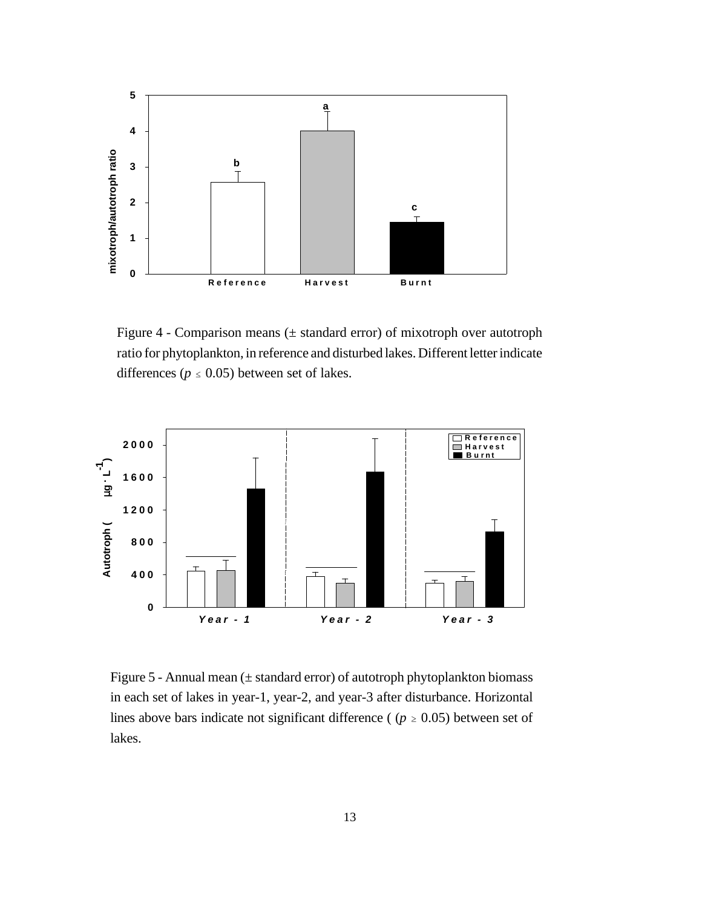Figure 4 - Comparison means (± standard error) of mixotroph over autotroph ratio for phytoplankton, in reference and disturbed lakes. Different letter indicate differences ($p \leq 0.05$) between set of lakes.

Figure 5 - Annual mean (± standard error) of autotroph phytoplankton biomass in each set of lakes in year-1, year-2, and year-3 after disturbance. Horizontal lines above bars indicate not significant difference ( ($p \geq 0.05$) between set of lakes.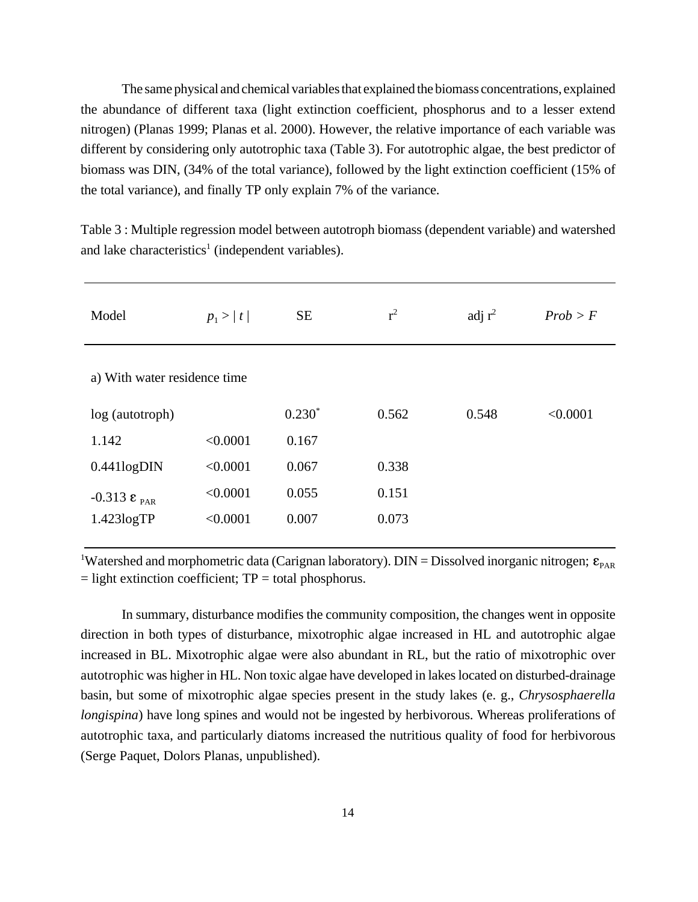The same physical and chemical variables that explained the biomass concentrations, explained the abundance of different taxa (light extinction coefficient, phosphorus and to a lesser extend nitrogen) (Planas 1999; Planas et al. 2000). However, the relative importance of each variable was different by considering only autotrophic taxa (Table 3). For autotrophic algae, the best predictor of biomass was DIN, (34% of the total variance), followed by the light extinction coefficient (15% of the total variance), and finally TP only explain 7% of the variance.

Table 3 : Multiple regression model between autotroph biomass (dependent variable) and watershed and lake characteristics[1] (independent variables).

| Model | $p_1 > \lvert t \rvert$ | SE | $r^2$ | adj $r^2$ | *Prob > F* |
|---|---|---|---|---|---|
| a) With water residence time | | | | | |
| log (autotroph) | | $0.230^*$ | 0.562 | 0.548 | <0.0001 |
| 1.142 | <0.0001 | 0.167 | | | |
| 0.441logDIN | <0.0001 | 0.067 | 0.338 | | |
| $-0.313\ \varepsilon_{PAR}$ | <0.0001 | 0.055 | 0.151 | | |
| 1.423logTP | <0.0001 | 0.007 | 0.073 | | |

[1]Watershed and morphometric data (Carignan laboratory). DIN = Dissolved inorganic nitrogen; $\varepsilon_{PAR}$ = light extinction coefficient; TP = total phosphorus.

In summary, disturbance modifies the community composition, the changes went in opposite direction in both types of disturbance, mixotrophic algae increased in HL and autotrophic algae increased in BL. Mixotrophic algae were also abundant in RL, but the ratio of mixotrophic over autotrophic was higher in HL. Non toxic algae have developed in lakes located on disturbed-drainage basin, but some of mixotrophic algae species present in the study lakes (e. g., *Chrysosphaerella longispina*) have long spines and would not be ingested by herbivorous. Whereas proliferations of autotrophic taxa, and particularly diatoms increased the nutritious quality of food for herbivorous (Serge Paquet, Dolors Planas, unpublished).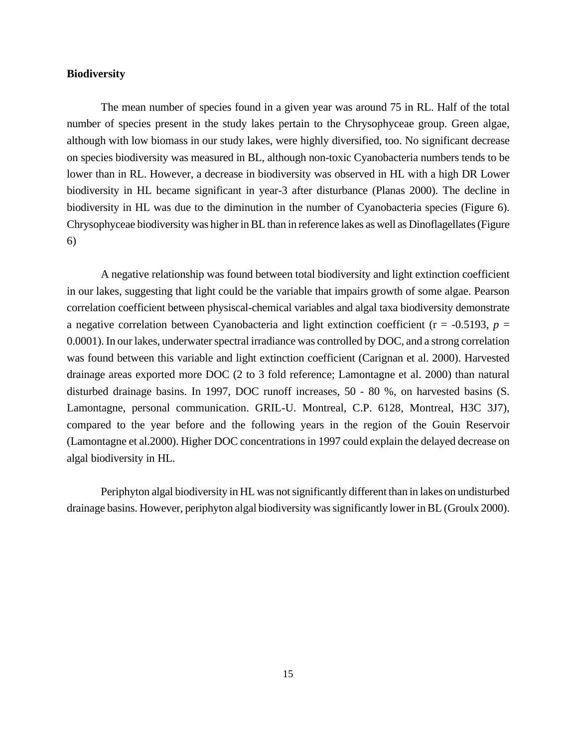**Biodiversity**

The mean number of species found in a given year was around 75 in RL. Half of the total number of species present in the study lakes pertain to the Chrysophyceae group. Green algae, although with low biomass in our study lakes, were highly diversified, too. No significant decrease on species biodiversity was measured in BL, although non-toxic Cyanobacteria numbers tends to be lower than in RL. However, a decrease in biodiversity was observed in HL with a high DR Lower biodiversity in HL became significant in year-3 after disturbance (Planas 2000). The decline in biodiversity in HL was due to the diminution in the number of Cyanobacteria species (Figure 6). Chrysophyceae biodiversity was higher in BL than in reference lakes as well as Dinoflagellates (Figure 6)

A negative relationship was found between total biodiversity and light extinction coefficient in our lakes, suggesting that light could be the variable that impairs growth of some algae. Pearson correlation coefficient between physiscal-chemical variables and algal taxa biodiversity demonstrate a negative correlation between Cyanobacteria and light extinction coefficient ($r = -0.5193$, $p = 0.0001$). In our lakes, underwater spectral irradiance was controlled by DOC, and a strong correlation was found between this variable and light extinction coefficient (Carignan et al. 2000). Harvested drainage areas exported more DOC (2 to 3 fold reference; Lamontagne et al. 2000) than natural disturbed drainage basins. In 1997, DOC runoff increases, 50 - 80 %, on harvested basins (S. Lamontagne, personal communication. GRIL-U. Montreal, C.P. 6128, Montreal, H3C 3J7), compared to the year before and the following years in the region of the Gouin Reservoir (Lamontagne et al.2000). Higher DOC concentrations in 1997 could explain the delayed decrease on algal biodiversity in HL.

Periphyton algal biodiversity in HL was not significantly different than in lakes on undisturbed drainage basins. However, periphyton algal biodiversity was significantly lower in BL (Groulx 2000).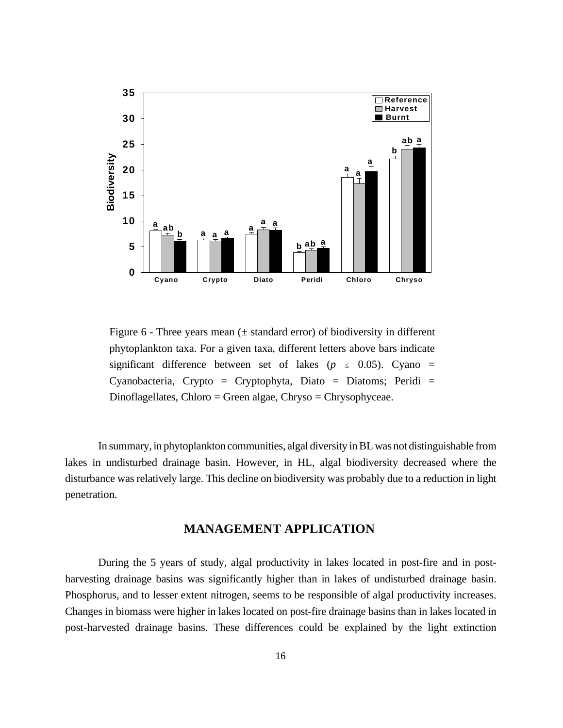Figure 6 - Three years mean (± standard error) of biodiversity in different phytoplankton taxa. For a given taxa, different letters above bars indicate significant difference between set of lakes ($p \leq 0.05$). Cyano = Cyanobacteria, Crypto = Cryptophyta, Diato = Diatoms; Peridi = Dinoflagellates, Chloro = Green algae, Chryso = Chrysophyceae.

In summary, in phytoplankton communities, algal diversity in BL was not distinguishable from lakes in undisturbed drainage basin. However, in HL, algal biodiversity decreased where the disturbance was relatively large. This decline on biodiversity was probably due to a reduction in light penetration.

## MANAGEMENT APPLICATION

During the 5 years of study, algal productivity in lakes located in post-fire and in post-harvesting drainage basins was significantly higher than in lakes of undisturbed drainage basin. Phosphorus, and to lesser extent nitrogen, seems to be responsible of algal productivity increases. Changes in biomass were higher in lakes located on post-fire drainage basins than in lakes located in post-harvested drainage basins. These differences could be explained by the light extinction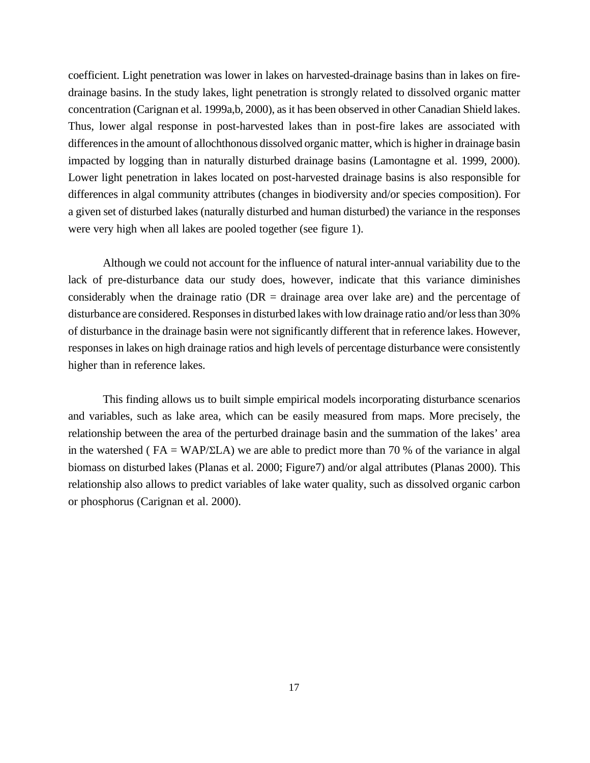coefficient. Light penetration was lower in lakes on harvested-drainage basins than in lakes on fire-drainage basins. In the study lakes, light penetration is strongly related to dissolved organic matter concentration (Carignan et al. 1999a,b, 2000), as it has been observed in other Canadian Shield lakes. Thus, lower algal response in post-harvested lakes than in post-fire lakes are associated with differences in the amount of allochthonous dissolved organic matter, which is higher in drainage basin impacted by logging than in naturally disturbed drainage basins (Lamontagne et al. 1999, 2000). Lower light penetration in lakes located on post-harvested drainage basins is also responsible for differences in algal community attributes (changes in biodiversity and/or species composition). For a given set of disturbed lakes (naturally disturbed and human disturbed) the variance in the responses were very high when all lakes are pooled together (see figure 1).

Although we could not account for the influence of natural inter-annual variability due to the lack of pre-disturbance data our study does, however, indicate that this variance diminishes considerably when the drainage ratio (DR = drainage area over lake are) and the percentage of disturbance are considered. Responses in disturbed lakes with low drainage ratio and/or less than 30% of disturbance in the drainage basin were not significantly different that in reference lakes. However, responses in lakes on high drainage ratios and high levels of percentage disturbance were consistently higher than in reference lakes.

This finding allows us to built simple empirical models incorporating disturbance scenarios and variables, such as lake area, which can be easily measured from maps. More precisely, the relationship between the area of the perturbed drainage basin and the summation of the lakes' area in the watershed ( $FA = WAP/\Sigma LA$) we are able to predict more than 70 % of the variance in algal biomass on disturbed lakes (Planas et al. 2000; Figure7) and/or algal attributes (Planas 2000). This relationship also allows to predict variables of lake water quality, such as dissolved organic carbon or phosphorus (Carignan et al. 2000).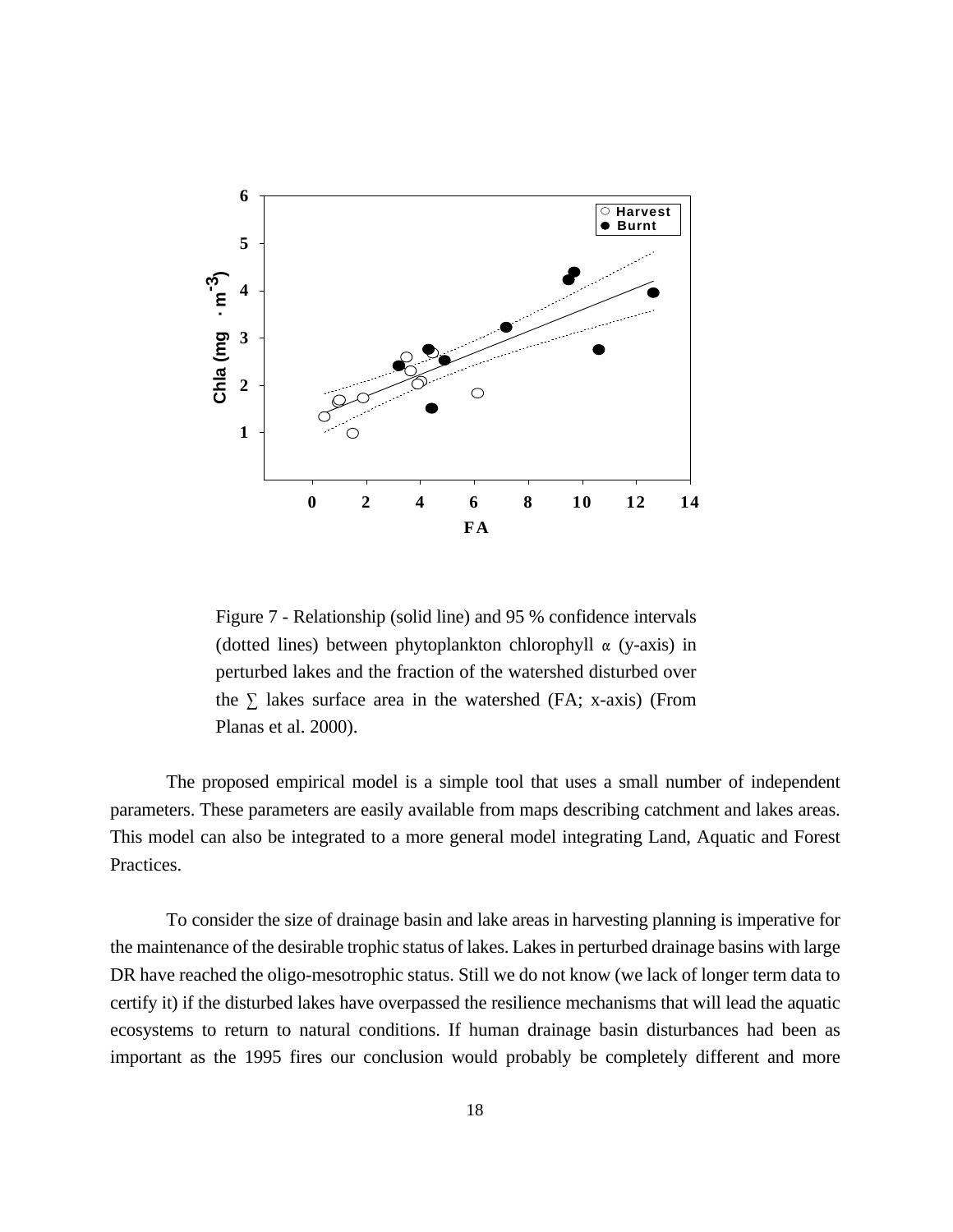Figure 7 - Relationship (solid line) and 95 % confidence intervals (dotted lines) between phytoplankton chlorophyll α (y-axis) in perturbed lakes and the fraction of the watershed disturbed over the ∑ lakes surface area in the watershed (FA; x-axis) (From Planas et al. 2000).

The proposed empirical model is a simple tool that uses a small number of independent parameters. These parameters are easily available from maps describing catchment and lakes areas. This model can also be integrated to a more general model integrating Land, Aquatic and Forest Practices.

To consider the size of drainage basin and lake areas in harvesting planning is imperative for the maintenance of the desirable trophic status of lakes. Lakes in perturbed drainage basins with large DR have reached the oligo-mesotrophic status. Still we do not know (we lack of longer term data to certify it) if the disturbed lakes have overpassed the resilience mechanisms that will lead the aquatic ecosystems to return to natural conditions. If human drainage basin disturbances had been as important as the 1995 fires our conclusion would probably be completely different and more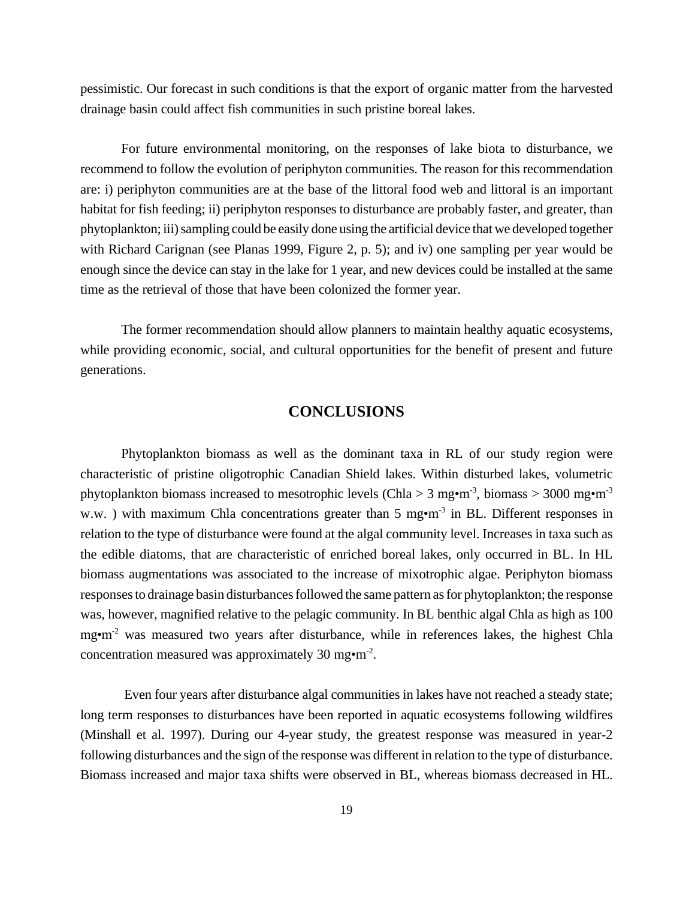pessimistic. Our forecast in such conditions is that the export of organic matter from the harvested drainage basin could affect fish communities in such pristine boreal lakes.

For future environmental monitoring, on the responses of lake biota to disturbance, we recommend to follow the evolution of periphyton communities. The reason for this recommendation are: i) periphyton communities are at the base of the littoral food web and littoral is an important habitat for fish feeding; ii) periphyton responses to disturbance are probably faster, and greater, than phytoplankton; iii) sampling could be easily done using the artificial device that we developed together with Richard Carignan (see Planas 1999, Figure 2, p. 5); and iv) one sampling per year would be enough since the device can stay in the lake for 1 year, and new devices could be installed at the same time as the retrieval of those that have been colonized the former year.

The former recommendation should allow planners to maintain healthy aquatic ecosystems, while providing economic, social, and cultural opportunities for the benefit of present and future generations.

## CONCLUSIONS

Phytoplankton biomass as well as the dominant taxa in RL of our study region were characteristic of pristine oligotrophic Canadian Shield lakes. Within disturbed lakes, volumetric phytoplankton biomass increased to mesotrophic levels (Chla > 3 mg•m$^{-3}$, biomass > 3000 mg•m$^{-3}$ w.w. ) with maximum Chla concentrations greater than 5 mg•m$^{-3}$ in BL. Different responses in relation to the type of disturbance were found at the algal community level. Increases in taxa such as the edible diatoms, that are characteristic of enriched boreal lakes, only occurred in BL. In HL biomass augmentations was associated to the increase of mixotrophic algae. Periphyton biomass responses to drainage basin disturbances followed the same pattern as for phytoplankton; the response was, however, magnified relative to the pelagic community. In BL benthic algal Chla as high as 100 mg•m$^{-2}$ was measured two years after disturbance, while in references lakes, the highest Chla concentration measured was approximately 30 mg•m$^{-2}$.

Even four years after disturbance algal communities in lakes have not reached a steady state; long term responses to disturbances have been reported in aquatic ecosystems following wildfires (Minshall et al. 1997). During our 4-year study, the greatest response was measured in year-2 following disturbances and the sign of the response was different in relation to the type of disturbance. Biomass increased and major taxa shifts were observed in BL, whereas biomass decreased in HL.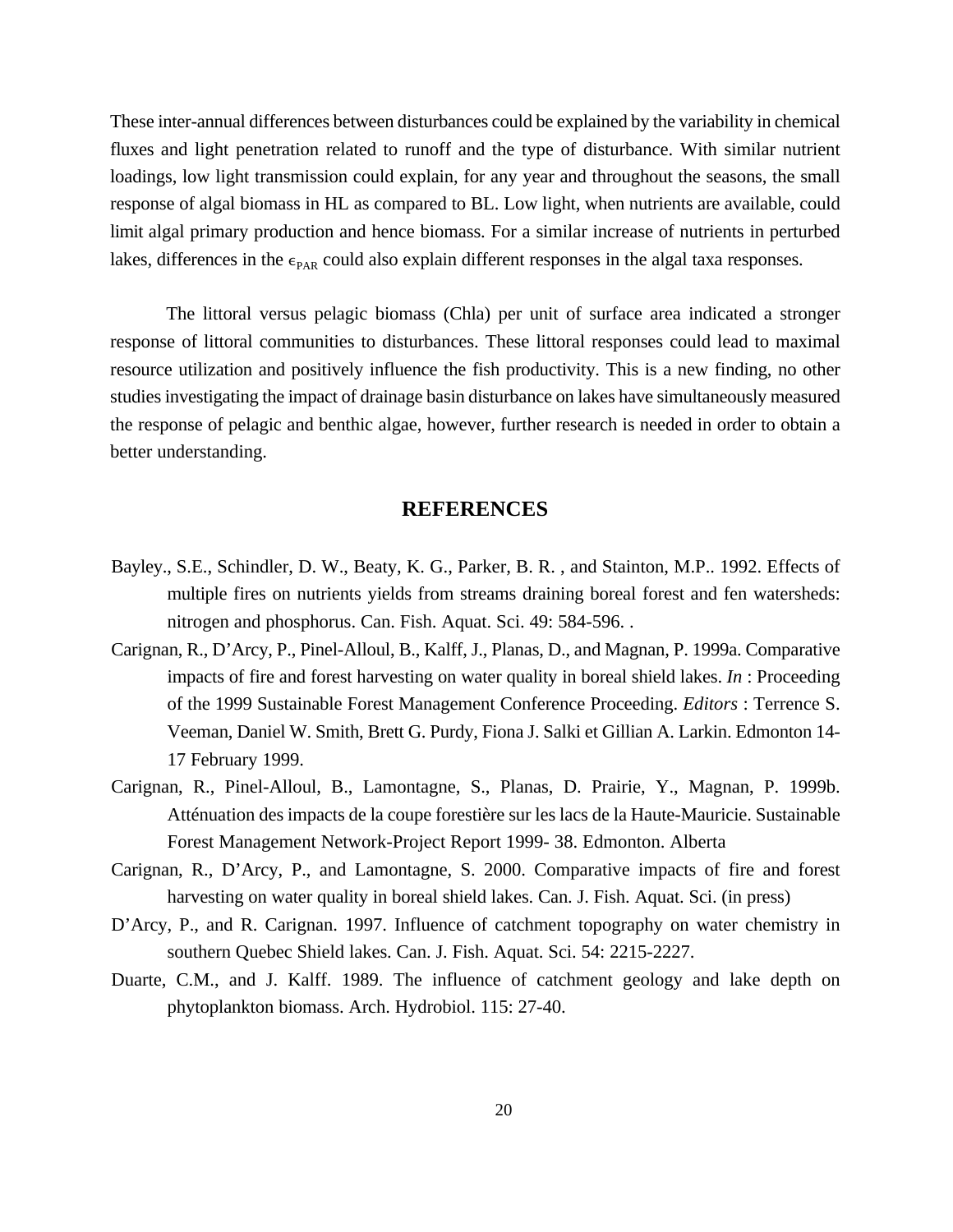These inter-annual differences between disturbances could be explained by the variability in chemical fluxes and light penetration related to runoff and the type of disturbance. With similar nutrient loadings, low light transmission could explain, for any year and throughout the seasons, the small response of algal biomass in HL as compared to BL. Low light, when nutrients are available, could limit algal primary production and hence biomass. For a similar increase of nutrients in perturbed lakes, differences in the $\epsilon_{PAR}$ could also explain different responses in the algal taxa responses.

The littoral versus pelagic biomass (Chla) per unit of surface area indicated a stronger response of littoral communities to disturbances. These littoral responses could lead to maximal resource utilization and positively influence the fish productivity. This is a new finding, no other studies investigating the impact of drainage basin disturbance on lakes have simultaneously measured the response of pelagic and benthic algae, however, further research is needed in order to obtain a better understanding.

## REFERENCES

Bayley., S.E., Schindler, D. W., Beaty, K. G., Parker, B. R. , and Stainton, M.P.. 1992. Effects of multiple fires on nutrients yields from streams draining boreal forest and fen watersheds: nitrogen and phosphorus. Can. Fish. Aquat. Sci. 49: 584-596. .

Carignan, R., D'Arcy, P., Pinel-Alloul, B., Kalff, J., Planas, D., and Magnan, P. 1999a. Comparative impacts of fire and forest harvesting on water quality in boreal shield lakes. *In* : Proceeding of the 1999 Sustainable Forest Management Conference Proceeding. *Editors* : Terrence S. Veeman, Daniel W. Smith, Brett G. Purdy, Fiona J. Salki et Gillian A. Larkin. Edmonton 14-17 February 1999.

Carignan, R., Pinel-Alloul, B., Lamontagne, S., Planas, D. Prairie, Y., Magnan, P. 1999b. Atténuation des impacts de la coupe forestière sur les lacs de la Haute-Mauricie. Sustainable Forest Management Network-Project Report 1999- 38. Edmonton. Alberta

Carignan, R., D'Arcy, P., and Lamontagne, S. 2000. Comparative impacts of fire and forest harvesting on water quality in boreal shield lakes. Can. J. Fish. Aquat. Sci. (in press)

D'Arcy, P., and R. Carignan. 1997. Influence of catchment topography on water chemistry in southern Quebec Shield lakes. Can. J. Fish. Aquat. Sci. 54: 2215-2227.

Duarte, C.M., and J. Kalff. 1989. The influence of catchment geology and lake depth on phytoplankton biomass. Arch. Hydrobiol. 115: 27-40.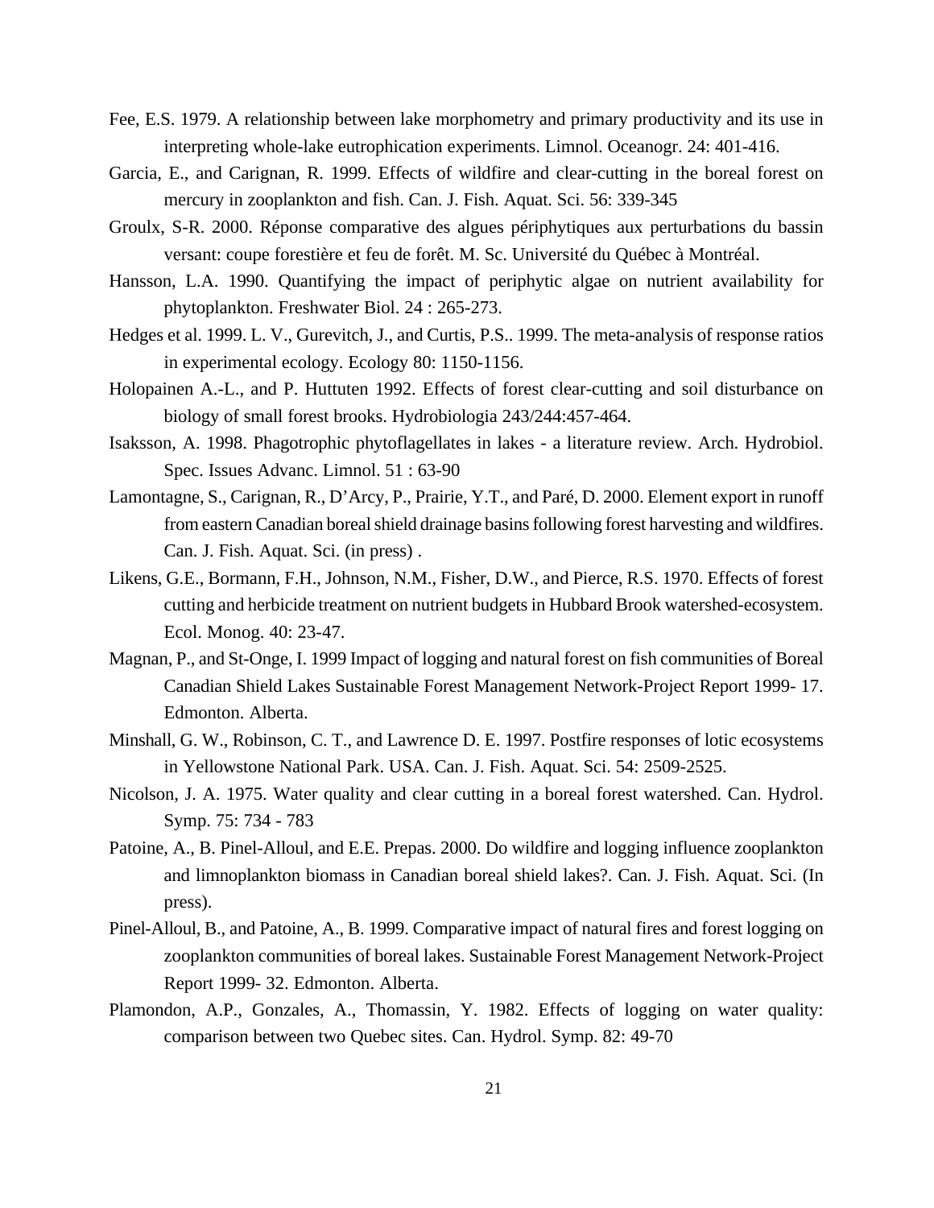Fee, E.S. 1979. A relationship between lake morphometry and primary productivity and its use in interpreting whole-lake eutrophication experiments. Limnol. Oceanogr. 24: 401-416.

Garcia, E., and Carignan, R. 1999. Effects of wildfire and clear-cutting in the boreal forest on mercury in zooplankton and fish. Can. J. Fish. Aquat. Sci. 56: 339-345

Groulx, S-R. 2000. Réponse comparative des algues périphytiques aux perturbations du bassin versant: coupe forestière et feu de forêt. M. Sc. Université du Québec à Montréal.

Hansson, L.A. 1990. Quantifying the impact of periphytic algae on nutrient availability for phytoplankton. Freshwater Biol. 24 : 265-273.

Hedges et al. 1999. L. V., Gurevitch, J., and Curtis, P.S.. 1999. The meta-analysis of response ratios in experimental ecology. Ecology 80: 1150-1156.

Holopainen A.-L., and P. Huttuten 1992. Effects of forest clear-cutting and soil disturbance on biology of small forest brooks. Hydrobiologia 243/244:457-464.

Isaksson, A. 1998. Phagotrophic phytoflagellates in lakes - a literature review. Arch. Hydrobiol. Spec. Issues Advanc. Limnol. 51 : 63-90

Lamontagne, S., Carignan, R., D'Arcy, P., Prairie, Y.T., and Paré, D. 2000. Element export in runoff from eastern Canadian boreal shield drainage basins following forest harvesting and wildfires. Can. J. Fish. Aquat. Sci. (in press) .

Likens, G.E., Bormann, F.H., Johnson, N.M., Fisher, D.W., and Pierce, R.S. 1970. Effects of forest cutting and herbicide treatment on nutrient budgets in Hubbard Brook watershed-ecosystem. Ecol. Monog. 40: 23-47.

Magnan, P., and St-Onge, I. 1999 Impact of logging and natural forest on fish communities of Boreal Canadian Shield Lakes Sustainable Forest Management Network-Project Report 1999- 17. Edmonton. Alberta.

Minshall, G. W., Robinson, C. T., and Lawrence D. E. 1997. Postfire responses of lotic ecosystems in Yellowstone National Park. USA. Can. J. Fish. Aquat. Sci. 54: 2509-2525.

Nicolson, J. A. 1975. Water quality and clear cutting in a boreal forest watershed. Can. Hydrol. Symp. 75: 734 - 783

Patoine, A., B. Pinel-Alloul, and E.E. Prepas. 2000. Do wildfire and logging influence zooplankton and limnoplankton biomass in Canadian boreal shield lakes?. Can. J. Fish. Aquat. Sci. (In press).

Pinel-Alloul, B., and Patoine, A., B. 1999. Comparative impact of natural fires and forest logging on zooplankton communities of boreal lakes. Sustainable Forest Management Network-Project Report 1999- 32. Edmonton. Alberta.

Plamondon, A.P., Gonzales, A., Thomassin, Y. 1982. Effects of logging on water quality: comparison between two Quebec sites. Can. Hydrol. Symp. 82: 49-70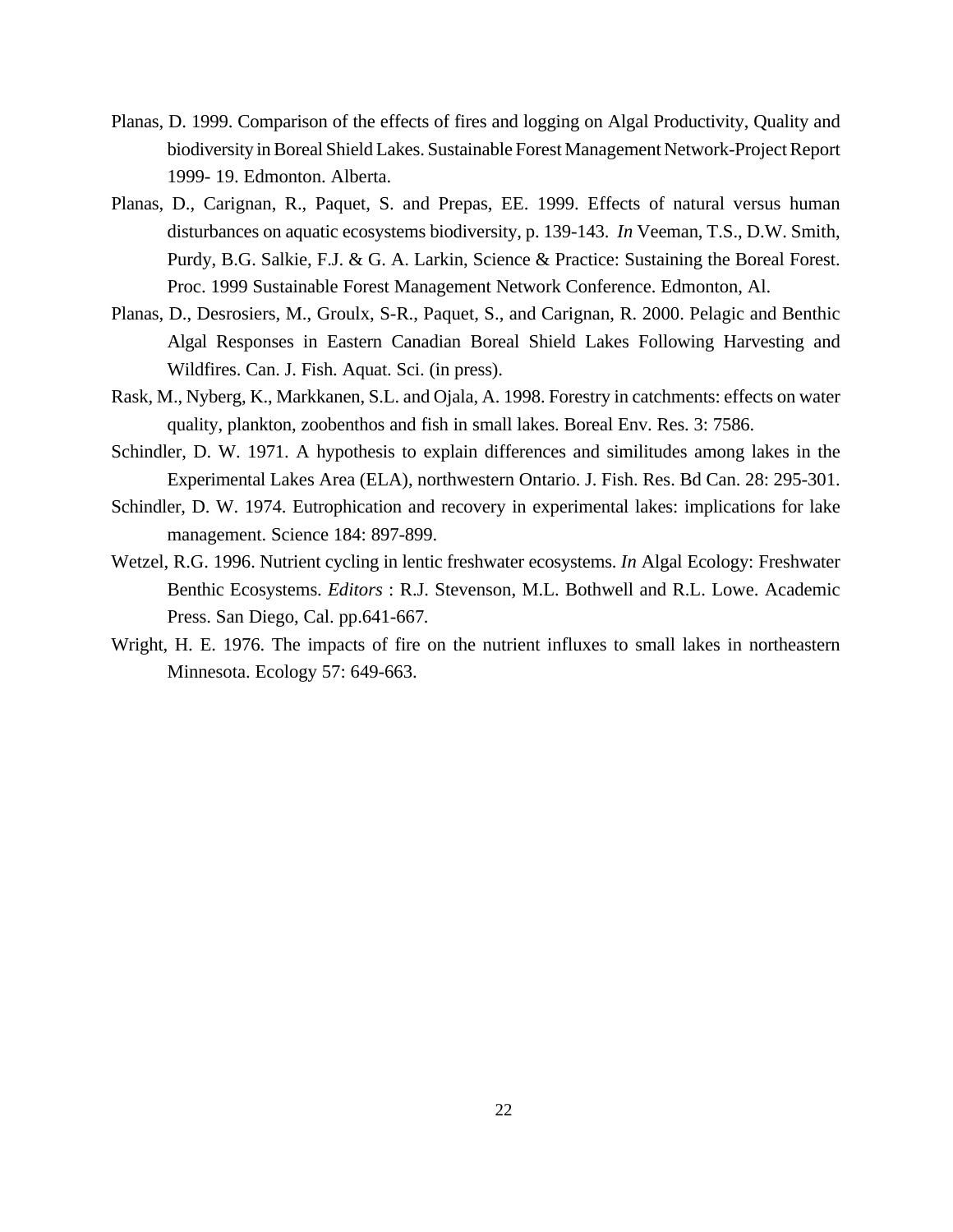Planas, D. 1999. Comparison of the effects of fires and logging on Algal Productivity, Quality and biodiversity in Boreal Shield Lakes. Sustainable Forest Management Network-Project Report 1999- 19. Edmonton. Alberta.

Planas, D., Carignan, R., Paquet, S. and Prepas, EE. 1999. Effects of natural versus human disturbances on aquatic ecosystems biodiversity, p. 139-143. *In* Veeman, T.S., D.W. Smith, Purdy, B.G. Salkie, F.J. & G. A. Larkin, Science & Practice: Sustaining the Boreal Forest. Proc. 1999 Sustainable Forest Management Network Conference. Edmonton, Al.

Planas, D., Desrosiers, M., Groulx, S-R., Paquet, S., and Carignan, R. 2000. Pelagic and Benthic Algal Responses in Eastern Canadian Boreal Shield Lakes Following Harvesting and Wildfires. Can. J. Fish. Aquat. Sci. (in press).

Rask, M., Nyberg, K., Markkanen, S.L. and Ojala, A. 1998. Forestry in catchments: effects on water quality, plankton, zoobenthos and fish in small lakes. Boreal Env. Res. 3: 7586.

Schindler, D. W. 1971. A hypothesis to explain differences and similitudes among lakes in the Experimental Lakes Area (ELA), northwestern Ontario. J. Fish. Res. Bd Can. 28: 295-301.

Schindler, D. W. 1974. Eutrophication and recovery in experimental lakes: implications for lake management. Science 184: 897-899.

Wetzel, R.G. 1996. Nutrient cycling in lentic freshwater ecosystems. *In* Algal Ecology: Freshwater Benthic Ecosystems. *Editors* : R.J. Stevenson, M.L. Bothwell and R.L. Lowe. Academic Press. San Diego, Cal. pp.641-667.

Wright, H. E. 1976. The impacts of fire on the nutrient influxes to small lakes in northeastern Minnesota. Ecology 57: 649-663.